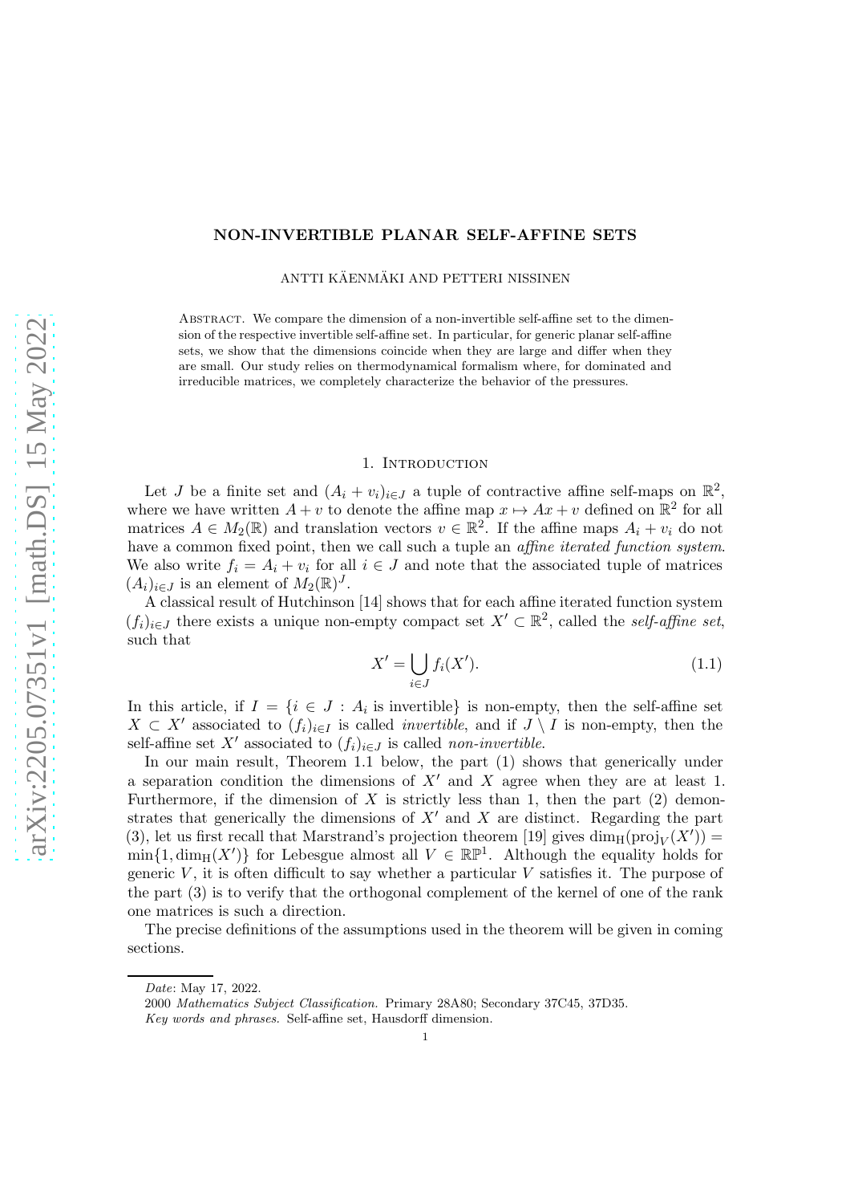# NON-INVERTIBLE PLANAR SELF-AFFINE SETS

ANTTI KÄENMÄKI AND PETTERI NISSINEN

Abstract. We compare the dimension of a non-invertible self-affine set to the dimension of the respective invertible self-affine set. In particular, for generic planar self-affine sets, we show that the dimensions coincide when they are large and differ when they are small. Our study relies on thermodynamical formalism where, for dominated and irreducible matrices, we completely characterize the behavior of the pressures.

## 1. Introduction

Let $J$ be a finite set and $(A_i + v_i)_{i \in J}$ a tuple of contractive affine self-maps on $\mathbb{R}^2$, where we have written $A + v$ to denote the affine map $x \mapsto Ax + v$ defined on $\mathbb{R}^2$ for all matrices $A \in M_2(\mathbb{R})$ and translation vectors $v \in \mathbb{R}^2$. If the affine maps $A_i + v_i$ do not have a common fixed point, then we call such a tuple an *affine iterated function system*. We also write $f_i = A_i + v_i$ for all $i \in J$ and note that the associated tuple of matrices $(A_i)_{i \in J}$ is an element of $M_2(\mathbb{R})^J$.

A classical result of Hutchinson [14] shows that for each affine iterated function system $(f_i)_{i \in J}$ there exists a unique non-empty compact set $X' \subset \mathbb{R}^2$, called the *self-affine set*, such that

$$X' = \bigcup_{i \in J} f_i(X'). \tag{1.1}$$

In this article, if $I = \{i \in J : A_i \text{ is invertible}\}$ is non-empty, then the self-affine set $X \subset X'$ associated to $(f_i)_{i \in I}$ is called *invertible*, and if $J \setminus I$ is non-empty, then the self-affine set $X'$ associated to $(f_i)_{i \in J}$ is called *non-invertible*.

In our main result, Theorem 1.1 below, the part (1) shows that generically under a separation condition the dimensions of $X'$ and $X$ agree when they are at least 1. Furthermore, if the dimension of $X$ is strictly less than 1, then the part (2) demonstrates that generically the dimensions of $X'$ and $X$ are distinct. Regarding the part (3), let us first recall that Marstrand's projection theorem [19] gives $\dim_H(\mathrm{proj}_V(X')) = \min\{1, \dim_H(X')\}$ for Lebesgue almost all $V \in \mathbb{RP}^1$. Although the equality holds for generic $V$, it is often difficult to say whether a particular $V$ satisfies it. The purpose of the part (3) is to verify that the orthogonal complement of the kernel of one of the rank one matrices is such a direction.

The precise definitions of the assumptions used in the theorem will be given in coming sections.

*Date*: May 17, 2022.

2000 *Mathematics Subject Classification.* Primary 28A80; Secondary 37C45, 37D35.

*Key words and phrases.* Self-affine set, Hausdorff dimension.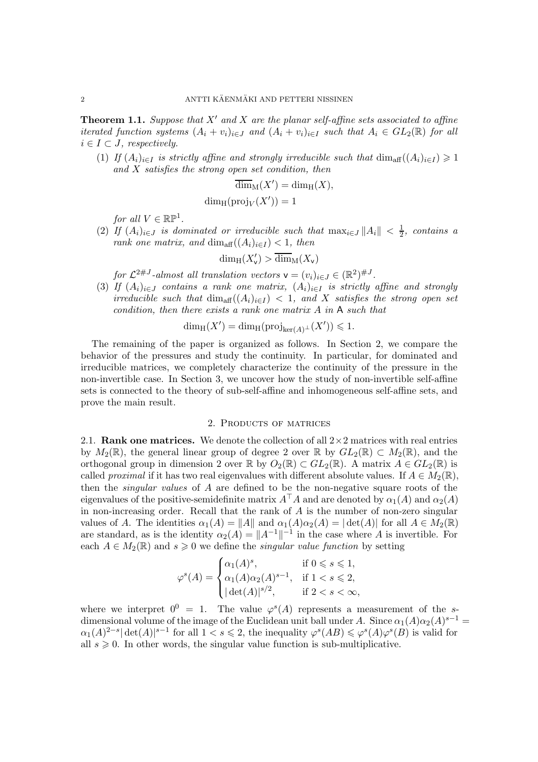**Theorem 1.1.** *Suppose that $X'$ and $X$ are the planar self-affine sets associated to affine iterated function systems $(A_i + v_i)_{i\in J}$ and $(A_i + v_i)_{i\in I}$ such that $A_i \in GL_2(\mathbb{R})$ for all $i \in I \subset J$, respectively.*

(1) *If $(A_i)_{i\in I}$ is strictly affine and strongly irreducible such that $\dim_{\mathrm{aff}}((A_i)_{i\in I}) \geqslant 1$ and $X$ satisfies the strong open set condition, then*
$$\overline{\dim}_{\mathrm{M}}(X') = \dim_{\mathrm{H}}(X),$$
$$\dim_{\mathrm{H}}(\mathrm{proj}_V(X')) = 1$$
*for all $V \in \mathbb{RP}^1$.*

(2) *If $(A_i)_{i\in J}$ is dominated or irreducible such that $\max_{i\in J}\|A_i\| < \frac{1}{2}$, contains a rank one matrix, and $\dim_{\mathrm{aff}}((A_i)_{i\in I}) < 1$, then*
$$\dim_{\mathrm{H}}(X'_{\mathsf{v}}) > \overline{\dim}_{\mathrm{M}}(X_{\mathsf{v}})$$
*for $\mathcal{L}^{2\#J}$-almost all translation vectors $\mathsf{v} = (v_i)_{i\in J} \in (\mathbb{R}^2)^{\#J}$.*

(3) *If $(A_i)_{i\in J}$ contains a rank one matrix, $(A_i)_{i\in I}$ is strictly affine and strongly irreducible such that $\dim_{\mathrm{aff}}((A_i)_{i\in I}) < 1$, and $X$ satisfies the strong open set condition, then there exists a rank one matrix $A$ in $\mathsf{A}$ such that*
$$\dim_{\mathrm{H}}(X') = \dim_{\mathrm{H}}(\mathrm{proj}_{\ker(A)^\perp}(X')) \leqslant 1.$$

The remaining of the paper is organized as follows. In Section 2, we compare the behavior of the pressures and study the continuity. In particular, for dominated and irreducible matrices, we completely characterize the continuity of the pressure in the non-invertible case. In Section 3, we uncover how the study of non-invertible self-affine sets is connected to the theory of sub-self-affine and inhomogeneous self-affine sets, and prove the main result.

## 2. Products of matrices

**2.1. Rank one matrices.** We denote the collection of all $2\times 2$ matrices with real entries by $M_2(\mathbb{R})$, the general linear group of degree 2 over $\mathbb{R}$ by $GL_2(\mathbb{R}) \subset M_2(\mathbb{R})$, and the orthogonal group in dimension 2 over $\mathbb{R}$ by $O_2(\mathbb{R}) \subset GL_2(\mathbb{R})$. A matrix $A \in GL_2(\mathbb{R})$ is called *proximal* if it has two real eigenvalues with different absolute values. If $A \in M_2(\mathbb{R})$, then the *singular values* of $A$ are defined to be the non-negative square roots of the eigenvalues of the positive-semidefinite matrix $A^\top A$ and are denoted by $\alpha_1(A)$ and $\alpha_2(A)$ in non-increasing order. Recall that the rank of $A$ is the number of non-zero singular values of $A$. The identities $\alpha_1(A) = \|A\|$ and $\alpha_1(A)\alpha_2(A) = |\det(A)|$ for all $A \in M_2(\mathbb{R})$ are standard, as is the identity $\alpha_2(A) = \|A^{-1}\|^{-1}$ in the case where $A$ is invertible. For each $A \in M_2(\mathbb{R})$ and $s \geqslant 0$ we define the *singular value function* by setting
$$\varphi^s(A) = \begin{cases} \alpha_1(A)^s, & \text{if } 0 \leqslant s \leqslant 1, \\ \alpha_1(A)\alpha_2(A)^{s-1}, & \text{if } 1 < s \leqslant 2, \\ |\det(A)|^{s/2}, & \text{if } 2 < s < \infty, \end{cases}$$
where we interpret $0^0 = 1$. The value $\varphi^s(A)$ represents a measurement of the $s$-dimensional volume of the image of the Euclidean unit ball under $A$. Since $\alpha_1(A)\alpha_2(A)^{s-1} = \alpha_1(A)^{2-s}|\det(A)|^{s-1}$ for all $1 < s \leqslant 2$, the inequality $\varphi^s(AB) \leqslant \varphi^s(A)\varphi^s(B)$ is valid for all $s \geqslant 0$. In other words, the singular value function is sub-multiplicative.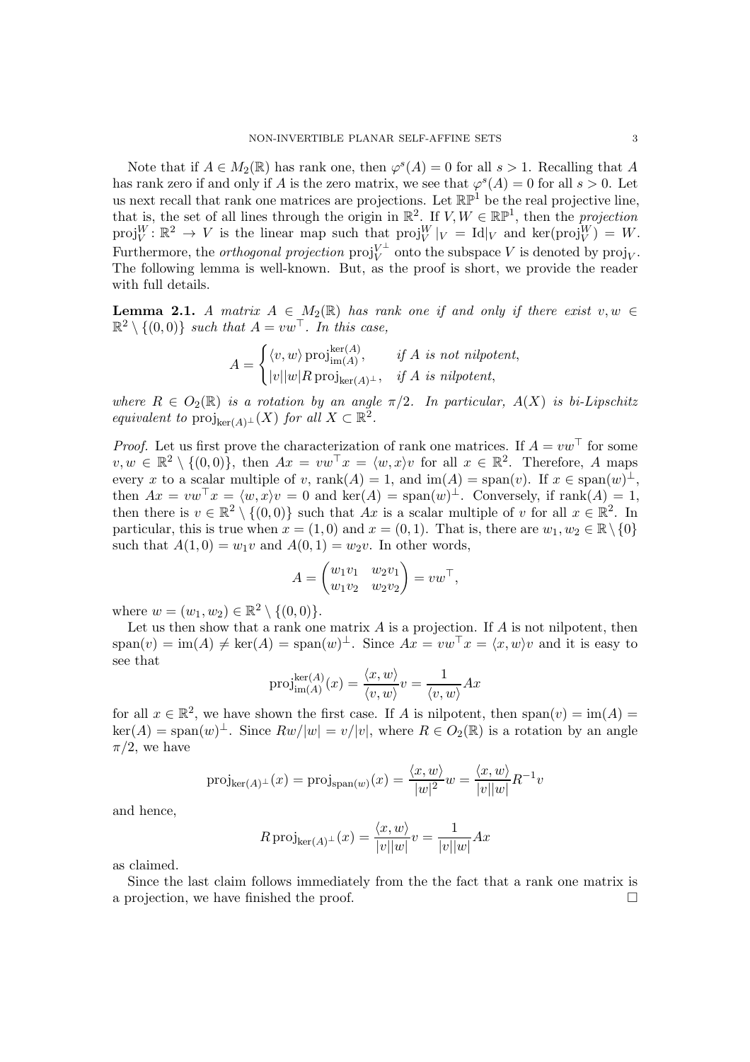Note that if $A \in M_2(\mathbb{R})$ has rank one, then $\varphi^s(A) = 0$ for all $s > 1$. Recalling that $A$ has rank zero if and only if $A$ is the zero matrix, we see that $\varphi^s(A) = 0$ for all $s > 0$. Let us next recall that rank one matrices are projections. Let $\mathbb{RP}^1$ be the real projective line, that is, the set of all lines through the origin in $\mathbb{R}^2$. If $V, W \in \mathbb{RP}^1$, then the *projection* $\operatorname{proj}_V^W \colon \mathbb{R}^2 \to V$ is the linear map such that $\operatorname{proj}_V^W|_V = \operatorname{Id}|_V$ and $\ker(\operatorname{proj}_V^W) = W$. Furthermore, the *orthogonal projection* $\operatorname{proj}_V^{V^\perp}$ onto the subspace $V$ is denoted by $\operatorname{proj}_V$. The following lemma is well-known. But, as the proof is short, we provide the reader with full details.

**Lemma 2.1.** *A matrix $A \in M_2(\mathbb{R})$ has rank one if and only if there exist $v, w \in \mathbb{R}^2 \setminus \{(0,0)\}$ such that $A = vw^\top$. In this case,*

$$A = \begin{cases} \langle v, w\rangle \operatorname{proj}_{\operatorname{im}(A)}^{\ker(A)}, & \text{if } A \text{ is not nilpotent,} \\ |v||w| R \operatorname{proj}_{\ker(A)^\perp}, & \text{if } A \text{ is nilpotent,} \end{cases}$$

*where $R \in O_2(\mathbb{R})$ is a rotation by an angle $\pi/2$. In particular, $A(X)$ is bi-Lipschitz equivalent to $\operatorname{proj}_{\ker(A)^\perp}(X)$ for all $X \subset \mathbb{R}^2$.*

*Proof.* Let us first prove the characterization of rank one matrices. If $A = vw^\top$ for some $v, w \in \mathbb{R}^2 \setminus \{(0,0)\}$, then $Ax = vw^\top x = \langle w, x\rangle v$ for all $x \in \mathbb{R}^2$. Therefore, $A$ maps every $x$ to a scalar multiple of $v$, $\operatorname{rank}(A) = 1$, and $\operatorname{im}(A) = \operatorname{span}(v)$. If $x \in \operatorname{span}(w)^\perp$, then $Ax = vw^\top x = \langle w, x\rangle v = 0$ and $\ker(A) = \operatorname{span}(w)^\perp$. Conversely, if $\operatorname{rank}(A) = 1$, then there is $v \in \mathbb{R}^2 \setminus \{(0,0)\}$ such that $Ax$ is a scalar multiple of $v$ for all $x \in \mathbb{R}^2$. In particular, this is true when $x = (1,0)$ and $x = (0,1)$. That is, there are $w_1, w_2 \in \mathbb{R} \setminus \{0\}$ such that $A(1,0) = w_1 v$ and $A(0,1) = w_2 v$. In other words,

$$A = \begin{pmatrix} w_1 v_1 & w_2 v_1 \\ w_1 v_2 & w_2 v_2 \end{pmatrix} = vw^\top,$$

where $w = (w_1, w_2) \in \mathbb{R}^2 \setminus \{(0,0)\}$.

Let us then show that a rank one matrix $A$ is a projection. If $A$ is not nilpotent, then $\operatorname{span}(v) = \operatorname{im}(A) \neq \ker(A) = \operatorname{span}(w)^\perp$. Since $Ax = vw^\top x = \langle x, w\rangle v$ and it is easy to see that

$$\operatorname{proj}_{\operatorname{im}(A)}^{\ker(A)}(x) = \frac{\langle x, w\rangle}{\langle v, w\rangle} v = \frac{1}{\langle v, w\rangle} Ax$$

for all $x \in \mathbb{R}^2$, we have shown the first case. If $A$ is nilpotent, then $\operatorname{span}(v) = \operatorname{im}(A) = \ker(A) = \operatorname{span}(w)^\perp$. Since $Rw/|w| = v/|v|$, where $R \in O_2(\mathbb{R})$ is a rotation by an angle $\pi/2$, we have

$$\operatorname{proj}_{\ker(A)^\perp}(x) = \operatorname{proj}_{\operatorname{span}(w)}(x) = \frac{\langle x, w\rangle}{|w|^2} w = \frac{\langle x, w\rangle}{|v||w|} R^{-1} v$$

and hence,

$$R \operatorname{proj}_{\ker(A)^\perp}(x) = \frac{\langle x, w\rangle}{|v||w|} v = \frac{1}{|v||w|} Ax$$

as claimed.

Since the last claim follows immediately from the the fact that a rank one matrix is a projection, we have finished the proof. $\square$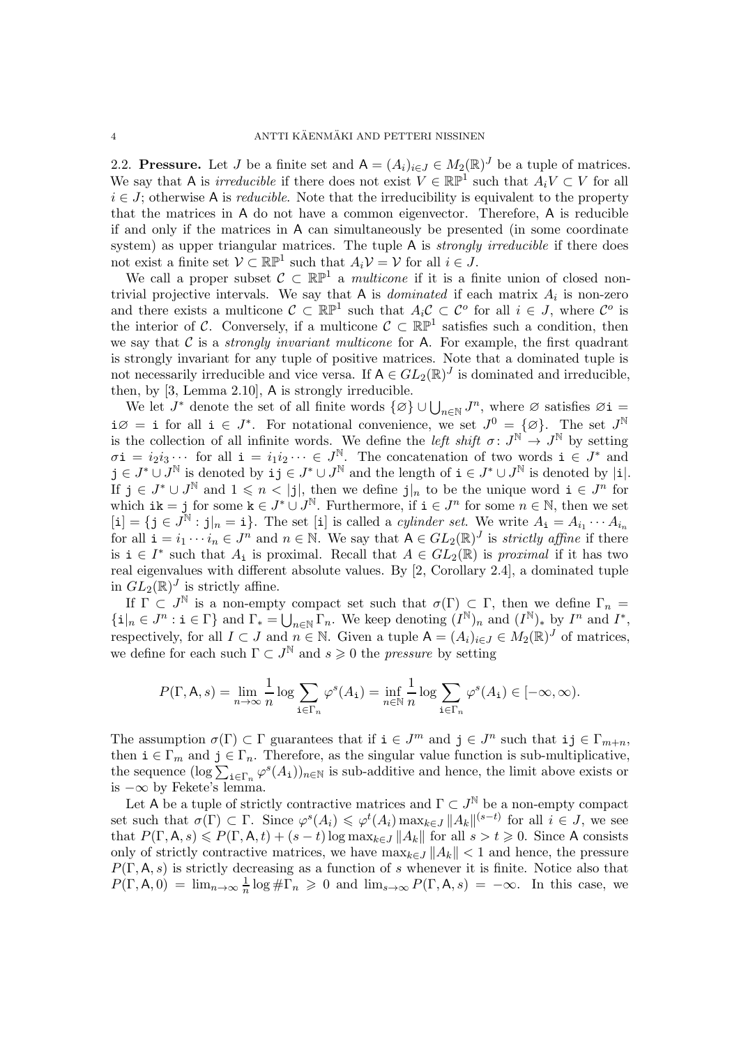**2.2. Pressure.** Let $J$ be a finite set and $\mathsf{A} = (A_i)_{i\in J} \in M_2(\mathbb{R})^J$ be a tuple of matrices. We say that $\mathsf{A}$ is *irreducible* if there does not exist $V \in \mathbb{RP}^1$ such that $A_i V \subset V$ for all $i \in J$; otherwise $\mathsf{A}$ is *reducible*. Note that the irreducibility is equivalent to the property that the matrices in $\mathsf{A}$ do not have a common eigenvector. Therefore, $\mathsf{A}$ is reducible if and only if the matrices in $\mathsf{A}$ can simultaneously be presented (in some coordinate system) as upper triangular matrices. The tuple $\mathsf{A}$ is *strongly irreducible* if there does not exist a finite set $\mathcal{V} \subset \mathbb{RP}^1$ such that $A_i\mathcal{V} = \mathcal{V}$ for all $i \in J$.

We call a proper subset $\mathcal{C} \subset \mathbb{RP}^1$ a *multicone* if it is a finite union of closed non-trivial projective intervals. We say that $\mathsf{A}$ is *dominated* if each matrix $A_i$ is non-zero and there exists a multicone $\mathcal{C} \subset \mathbb{RP}^1$ such that $A_i\mathcal{C} \subset \mathcal{C}^o$ for all $i \in J$, where $\mathcal{C}^o$ is the interior of $\mathcal{C}$. Conversely, if a multicone $\mathcal{C} \subset \mathbb{RP}^1$ satisfies such a condition, then we say that $\mathcal{C}$ is a *strongly invariant multicone* for $\mathsf{A}$. For example, the first quadrant is strongly invariant for any tuple of positive matrices. Note that a dominated tuple is not necessarily irreducible and vice versa. If $\mathsf{A} \in GL_2(\mathbb{R})^J$ is dominated and irreducible, then, by [3, Lemma 2.10], $\mathsf{A}$ is strongly irreducible.

We let $J^*$ denote the set of all finite words $\{\varnothing\} \cup \bigcup_{n\in\mathbb{N}} J^n$, where $\varnothing$ satisfies $\varnothing\mathtt{i} = \mathtt{i}\varnothing = \mathtt{i}$ for all $\mathtt{i} \in J^*$. For notational convenience, we set $J^0 = \{\varnothing\}$. The set $J^{\mathbb{N}}$ is the collection of all infinite words. We define the *left shift* $\sigma\colon J^{\mathbb{N}} \to J^{\mathbb{N}}$ by setting $\sigma\mathtt{i} = i_2 i_3 \cdots$ for all $\mathtt{i} = i_1 i_2 \cdots \in J^{\mathbb{N}}$. The concatenation of two words $\mathtt{i} \in J^*$ and $\mathtt{j} \in J^* \cup J^{\mathbb{N}}$ is denoted by $\mathtt{ij} \in J^* \cup J^{\mathbb{N}}$ and the length of $\mathtt{i} \in J^* \cup J^{\mathbb{N}}$ is denoted by $|\mathtt{i}|$. If $\mathtt{j} \in J^* \cup J^{\mathbb{N}}$ and $1 \leqslant n < |\mathtt{j}|$, then we define $\mathtt{j}|_n$ to be the unique word $\mathtt{i} \in J^n$ for which $\mathtt{ik} = \mathtt{j}$ for some $\mathtt{k} \in J^* \cup J^{\mathbb{N}}$. Furthermore, if $\mathtt{i} \in J^n$ for some $n \in \mathbb{N}$, then we set $[\mathtt{i}] = \{\mathtt{j} \in J^{\mathbb{N}} : \mathtt{j}|_n = \mathtt{i}\}$. The set $[\mathtt{i}]$ is called a *cylinder set*. We write $A_{\mathtt{i}} = A_{i_1} \cdots A_{i_n}$ for all $\mathtt{i} = i_1 \cdots i_n \in J^n$ and $n \in \mathbb{N}$. We say that $\mathsf{A} \in GL_2(\mathbb{R})^J$ is *strictly affine* if there is $\mathtt{i} \in I^*$ such that $A_{\mathtt{i}}$ is proximal. Recall that $A \in GL_2(\mathbb{R})$ is *proximal* if it has two real eigenvalues with different absolute values. By [2, Corollary 2.4], a dominated tuple in $GL_2(\mathbb{R})^J$ is strictly affine.

If $\Gamma \subset J^{\mathbb{N}}$ is a non-empty compact set such that $\sigma(\Gamma) \subset \Gamma$, then we define $\Gamma_n = \{\mathtt{i}|_n \in J^n : \mathtt{i} \in \Gamma\}$ and $\Gamma_* = \bigcup_{n\in\mathbb{N}} \Gamma_n$. We keep denoting $(I^{\mathbb{N}})_n$ and $(I^{\mathbb{N}})_*$ by $I^n$ and $I^*$, respectively, for all $I \subset J$ and $n \in \mathbb{N}$. Given a tuple $\mathsf{A} = (A_i)_{i\in J} \in M_2(\mathbb{R})^J$ of matrices, we define for each such $\Gamma \subset J^{\mathbb{N}}$ and $s \geqslant 0$ the *pressure* by setting

$$P(\Gamma, \mathsf{A}, s) = \lim_{n\to\infty} \frac{1}{n} \log \sum_{\mathtt{i}\in\Gamma_n} \varphi^s(A_{\mathtt{i}}) = \inf_{n\in\mathbb{N}} \frac{1}{n} \log \sum_{\mathtt{i}\in\Gamma_n} \varphi^s(A_{\mathtt{i}}) \in [-\infty, \infty).$$

The assumption $\sigma(\Gamma) \subset \Gamma$ guarantees that if $\mathtt{i} \in J^m$ and $\mathtt{j} \in J^n$ such that $\mathtt{ij} \in \Gamma_{m+n}$, then $\mathtt{i} \in \Gamma_m$ and $\mathtt{j} \in \Gamma_n$. Therefore, as the singular value function is sub-multiplicative, the sequence $(\log \sum_{\mathtt{i}\in\Gamma_n} \varphi^s(A_{\mathtt{i}}))_{n\in\mathbb{N}}$ is sub-additive and hence, the limit above exists or is $-\infty$ by Fekete's lemma.

Let $\mathsf{A}$ be a tuple of strictly contractive matrices and $\Gamma \subset J^{\mathbb{N}}$ be a non-empty compact set such that $\sigma(\Gamma) \subset \Gamma$. Since $\varphi^s(A_i) \leqslant \varphi^t(A_i) \max_{k\in J} \|A_k\|^{(s-t)}$ for all $i \in J$, we see that $P(\Gamma, \mathsf{A}, s) \leqslant P(\Gamma, \mathsf{A}, t) + (s - t) \log \max_{k\in J} \|A_k\|$ for all $s > t \geqslant 0$. Since $\mathsf{A}$ consists only of strictly contractive matrices, we have $\max_{k\in J} \|A_k\| < 1$ and hence, the pressure $P(\Gamma, \mathsf{A}, s)$ is strictly decreasing as a function of $s$ whenever it is finite. Notice also that $P(\Gamma, \mathsf{A}, 0) = \lim_{n\to\infty} \frac{1}{n} \log \#\Gamma_n \geqslant 0$ and $\lim_{s\to\infty} P(\Gamma, \mathsf{A}, s) = -\infty$. In this case, we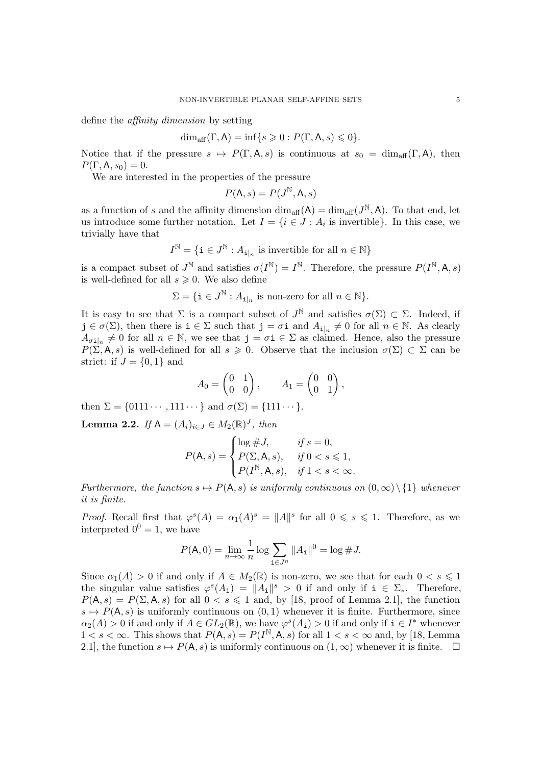define the *affinity dimension* by setting

$$\dim_{\mathrm{aff}}(\Gamma, \mathsf{A}) = \inf\{s \geqslant 0 : P(\Gamma, \mathsf{A}, s) \leqslant 0\}.$$

Notice that if the pressure $s \mapsto P(\Gamma, \mathsf{A}, s)$ is continuous at $s_0 = \dim_{\mathrm{aff}}(\Gamma, \mathsf{A})$, then $P(\Gamma, \mathsf{A}, s_0) = 0$.

We are interested in the properties of the pressure

$$P(\mathsf{A}, s) = P(J^{\mathbb{N}}, \mathsf{A}, s)$$

as a function of $s$ and the affinity dimension $\dim_{\mathrm{aff}}(\mathsf{A}) = \dim_{\mathrm{aff}}(J^{\mathbb{N}}, \mathsf{A})$. To that end, let us introduce some further notation. Let $I = \{i \in J : A_i \text{ is invertible}\}$. In this case, we trivially have that

$$I^{\mathbb{N}} = \{\mathtt{i} \in J^{\mathbb{N}} : A_{\mathtt{i}|_n} \text{ is invertible for all } n \in \mathbb{N}\}$$

is a compact subset of $J^{\mathbb{N}}$ and satisfies $\sigma(I^{\mathbb{N}}) = I^{\mathbb{N}}$. Therefore, the pressure $P(I^{\mathbb{N}}, \mathsf{A}, s)$ is well-defined for all $s \geqslant 0$. We also define

$$\Sigma = \{\mathtt{i} \in J^{\mathbb{N}} : A_{\mathtt{i}|_n} \text{ is non-zero for all } n \in \mathbb{N}\}.$$

It is easy to see that $\Sigma$ is a compact subset of $J^{\mathbb{N}}$ and satisfies $\sigma(\Sigma) \subset \Sigma$. Indeed, if $\mathtt{j} \in \sigma(\Sigma)$, then there is $\mathtt{i} \in \Sigma$ such that $\mathtt{j} = \sigma\mathtt{i}$ and $A_{\mathtt{i}|_n} \neq 0$ for all $n \in \mathbb{N}$. As clearly $A_{\sigma\mathtt{i}|_n} \neq 0$ for all $n \in \mathbb{N}$, we see that $\mathtt{j} = \sigma\mathtt{i} \in \Sigma$ as claimed. Hence, also the pressure $P(\Sigma, \mathsf{A}, s)$ is well-defined for all $s \geqslant 0$. Observe that the inclusion $\sigma(\Sigma) \subset \Sigma$ can be strict: if $J = \{0, 1\}$ and

$$A_0 = \begin{pmatrix} 0 & 1 \\ 0 & 0 \end{pmatrix}, \qquad A_1 = \begin{pmatrix} 0 & 0 \\ 0 & 1 \end{pmatrix},$$

then $\Sigma = \{0111\cdots, 111\cdots\}$ and $\sigma(\Sigma) = \{111\cdots\}$.

**Lemma 2.2.** *If $\mathsf{A} = (A_i)_{i \in J} \in M_2(\mathbb{R})^J$, then*

$$P(\mathsf{A}, s) = \begin{cases} \log \#J, & \text{if } s = 0, \\ P(\Sigma, \mathsf{A}, s), & \text{if } 0 < s \leqslant 1, \\ P(I^{\mathbb{N}}, \mathsf{A}, s), & \text{if } 1 < s < \infty. \end{cases}$$

*Furthermore, the function $s \mapsto P(\mathsf{A}, s)$ is uniformly continuous on $(0, \infty) \setminus \{1\}$ whenever it is finite.*

*Proof.* Recall first that $\varphi^s(A) = \alpha_1(A)^s = \|A\|^s$ for all $0 \leqslant s \leqslant 1$. Therefore, as we interpreted $0^0 = 1$, we have

$$P(\mathsf{A}, 0) = \lim_{n \to \infty} \frac{1}{n} \log \sum_{\mathtt{i} \in J^n} \|A_{\mathtt{i}}\|^0 = \log \#J.$$

Since $\alpha_1(A) > 0$ if and only if $A \in M_2(\mathbb{R})$ is non-zero, we see that for each $0 < s \leqslant 1$ the singular value satisfies $\varphi^s(A_{\mathtt{i}}) = \|A_{\mathtt{i}}\|^s > 0$ if and only if $\mathtt{i} \in \Sigma_*$. Therefore, $P(\mathsf{A}, s) = P(\Sigma, \mathsf{A}, s)$ for all $0 < s \leqslant 1$ and, by [18, proof of Lemma 2.1], the function $s \mapsto P(\mathsf{A}, s)$ is uniformly continuous on $(0, 1)$ whenever it is finite. Furthermore, since $\alpha_2(A) > 0$ if and only if $A \in GL_2(\mathbb{R})$, we have $\varphi^s(A_{\mathtt{i}}) > 0$ if and only if $\mathtt{i} \in I^*$ whenever $1 < s < \infty$. This shows that $P(\mathsf{A}, s) = P(I^{\mathbb{N}}, \mathsf{A}, s)$ for all $1 < s < \infty$ and, by [18, Lemma 2.1], the function $s \mapsto P(\mathsf{A}, s)$ is uniformly continuous on $(1, \infty)$ whenever it is finite. $\square$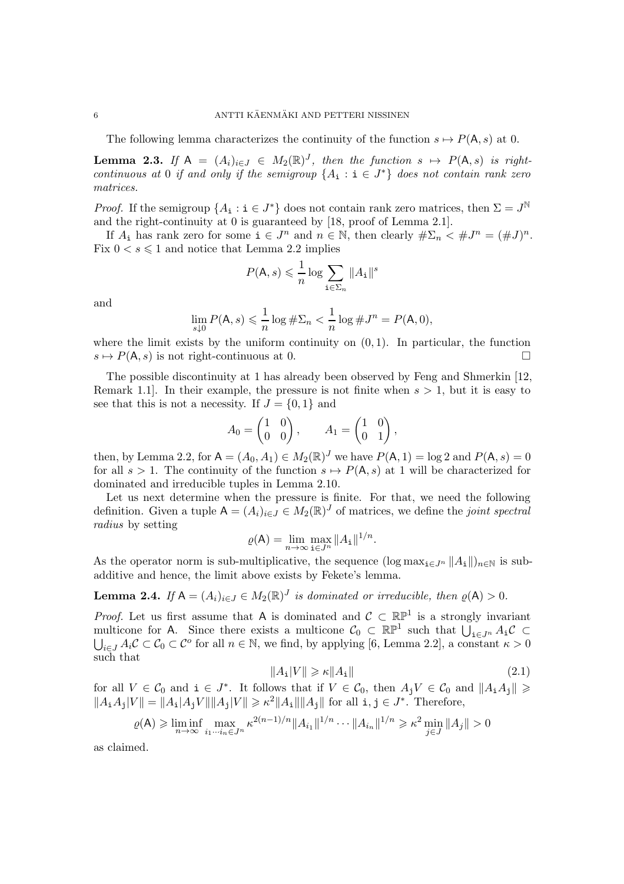The following lemma characterizes the continuity of the function $s \mapsto P(\mathsf{A}, s)$ at 0.

**Lemma 2.3.** *If $\mathsf{A} = (A_i)_{i \in J} \in M_2(\mathbb{R})^J$, then the function $s \mapsto P(\mathsf{A}, s)$ is right-continuous at 0 if and only if the semigroup $\{A_{\mathtt{i}} : \mathtt{i} \in J^*\}$ does not contain rank zero matrices.*

*Proof.* If the semigroup $\{A_{\mathtt{i}} : \mathtt{i} \in J^*\}$ does not contain rank zero matrices, then $\Sigma = J^{\mathbb{N}}$ and the right-continuity at 0 is guaranteed by [18, proof of Lemma 2.1].

If $A_{\mathtt{i}}$ has rank zero for some $\mathtt{i} \in J^n$ and $n \in \mathbb{N}$, then clearly $\#\Sigma_n < \#J^n = (\#J)^n$. Fix $0 < s \leqslant 1$ and notice that Lemma 2.2 implies

$$P(\mathsf{A}, s) \leqslant \frac{1}{n} \log \sum_{\mathtt{i} \in \Sigma_n} \|A_{\mathtt{i}}\|^s$$

and

$$\lim_{s \downarrow 0} P(\mathsf{A}, s) \leqslant \frac{1}{n} \log \#\Sigma_n < \frac{1}{n} \log \#J^n = P(\mathsf{A}, 0),$$

where the limit exists by the uniform continuity on $(0, 1)$. In particular, the function $s \mapsto P(\mathsf{A}, s)$ is not right-continuous at 0. $\square$

The possible discontinuity at 1 has already been observed by Feng and Shmerkin [12, Remark 1.1]. In their example, the pressure is not finite when $s > 1$, but it is easy to see that this is not a necessity. If $J = \{0, 1\}$ and

$$A_0 = \begin{pmatrix} 1 & 0 \\ 0 & 0 \end{pmatrix}, \qquad A_1 = \begin{pmatrix} 1 & 0 \\ 0 & 1 \end{pmatrix},$$

then, by Lemma 2.2, for $\mathsf{A} = (A_0, A_1) \in M_2(\mathbb{R})^J$ we have $P(\mathsf{A}, 1) = \log 2$ and $P(\mathsf{A}, s) = 0$ for all $s > 1$. The continuity of the function $s \mapsto P(\mathsf{A}, s)$ at 1 will be characterized for dominated and irreducible tuples in Lemma 2.10.

Let us next determine when the pressure is finite. For that, we need the following definition. Given a tuple $\mathsf{A} = (A_i)_{i \in J} \in M_2(\mathbb{R})^J$ of matrices, we define the *joint spectral radius* by setting

$$\varrho(\mathsf{A}) = \lim_{n \to \infty} \max_{\mathtt{i} \in J^n} \|A_{\mathtt{i}}\|^{1/n}.$$

As the operator norm is sub-multiplicative, the sequence $(\log \max_{\mathtt{i} \in J^n} \|A_{\mathtt{i}}\|)_{n \in \mathbb{N}}$ is sub-additive and hence, the limit above exists by Fekete's lemma.

**Lemma 2.4.** *If $\mathsf{A} = (A_i)_{i \in J} \in M_2(\mathbb{R})^J$ is dominated or irreducible, then $\varrho(\mathsf{A}) > 0$.*

*Proof.* Let us first assume that $\mathsf{A}$ is dominated and $\mathcal{C} \subset \mathbb{RP}^1$ is a strongly invariant multicone for $\mathsf{A}$. Since there exists a multicone $\mathcal{C}_0 \subset \mathbb{RP}^1$ such that $\bigcup_{\mathtt{i} \in J^n} A_{\mathtt{i}} \mathcal{C} \subset \bigcup_{i \in J} A_i \mathcal{C} \subset \mathcal{C}_0 \subset \mathcal{C}^o$ for all $n \in \mathbb{N}$, we find, by applying [6, Lemma 2.2], a constant $\kappa > 0$ such that

$$\|A_{\mathtt{i}}|V\| \geqslant \kappa \|A_{\mathtt{i}}\| \tag{2.1}$$

for all $V \in \mathcal{C}_0$ and $\mathtt{i} \in J^*$. It follows that if $V \in \mathcal{C}_0$, then $A_{\mathtt{j}} V \in \mathcal{C}_0$ and $\|A_{\mathtt{i}} A_{\mathtt{j}}\| \geqslant \|A_{\mathtt{i}} A_{\mathtt{j}}|V\| = \|A_{\mathtt{i}}|A_{\mathtt{j}} V\| \|A_{\mathtt{j}}|V\| \geqslant \kappa^2 \|A_{\mathtt{i}}\| \|A_{\mathtt{j}}\|$ for all $\mathtt{i}, \mathtt{j} \in J^*$. Therefore,

$$\varrho(\mathsf{A}) \geqslant \liminf_{n \to \infty} \max_{i_1 \cdots i_n \in J^n} \kappa^{2(n-1)/n} \|A_{i_1}\|^{1/n} \cdots \|A_{i_n}\|^{1/n} \geqslant \kappa^2 \min_{j \in J} \|A_j\| > 0$$

as claimed.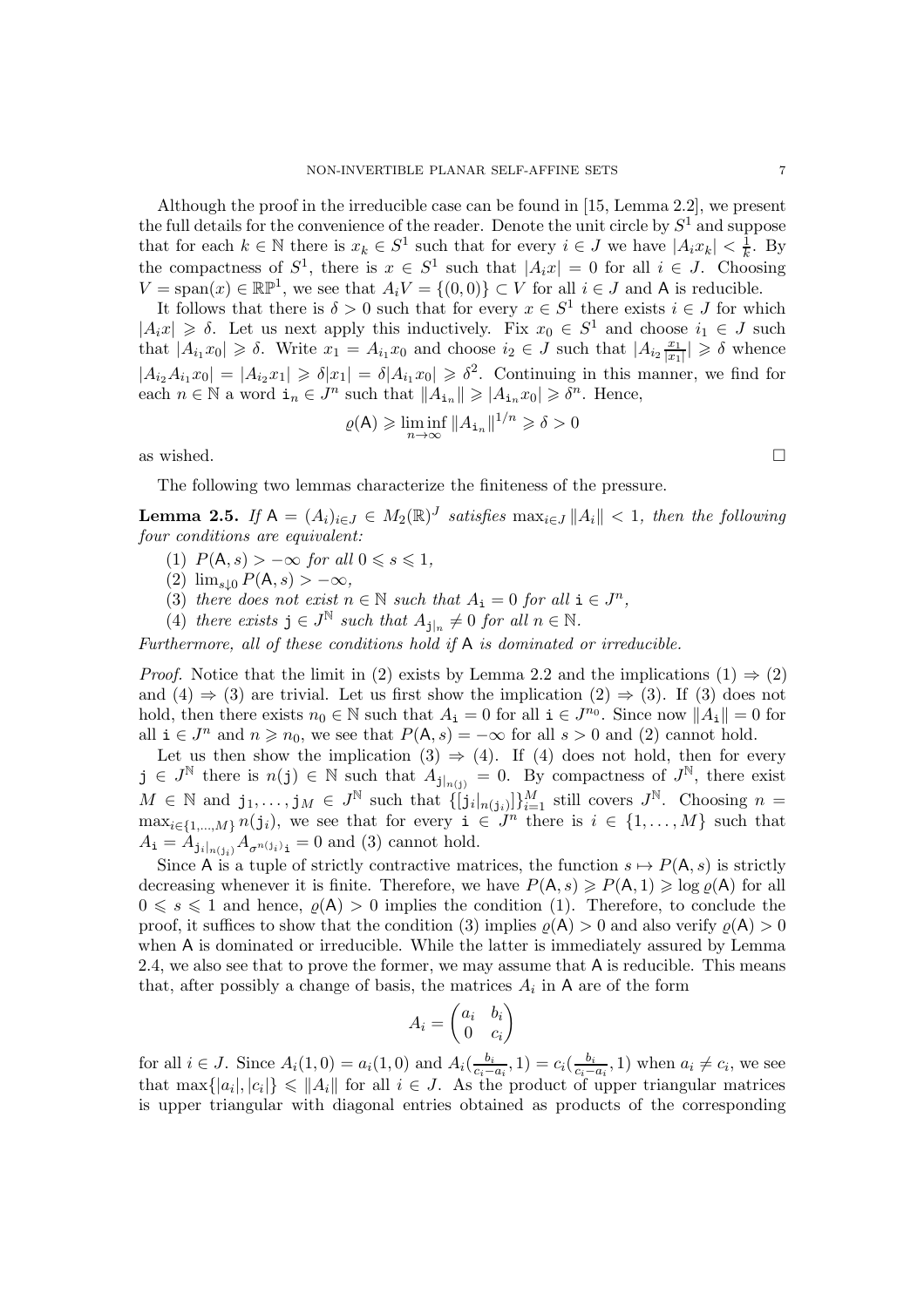Although the proof in the irreducible case can be found in [15, Lemma 2.2], we present the full details for the convenience of the reader. Denote the unit circle by $S^1$ and suppose that for each $k \in \mathbb{N}$ there is $x_k \in S^1$ such that for every $i \in J$ we have $|A_i x_k| < \frac{1}{k}$. By the compactness of $S^1$, there is $x \in S^1$ such that $|A_i x| = 0$ for all $i \in J$. Choosing $V = \operatorname{span}(x) \in \mathbb{RP}^1$, we see that $A_i V = \{(0,0)\} \subset V$ for all $i \in J$ and $\mathsf{A}$ is reducible.

It follows that there is $\delta > 0$ such that for every $x \in S^1$ there exists $i \in J$ for which $|A_i x| \geqslant \delta$. Let us next apply this inductively. Fix $x_0 \in S^1$ and choose $i_1 \in J$ such that $|A_{i_1} x_0| \geqslant \delta$. Write $x_1 = A_{i_1} x_0$ and choose $i_2 \in J$ such that $|A_{i_2} \frac{x_1}{|x_1|}| \geqslant \delta$ whence $|A_{i_2} A_{i_1} x_0| = |A_{i_2} x_1| \geqslant \delta |x_1| = \delta |A_{i_1} x_0| \geqslant \delta^2$. Continuing in this manner, we find for each $n \in \mathbb{N}$ a word $\mathtt{i}_n \in J^n$ such that $\|A_{\mathtt{i}_n}\| \geqslant |A_{\mathtt{i}_n} x_0| \geqslant \delta^n$. Hence,

$$\varrho(\mathsf{A}) \geqslant \liminf_{n\to\infty} \|A_{\mathtt{i}_n}\|^{1/n} \geqslant \delta > 0$$

as wished. □

The following two lemmas characterize the finiteness of the pressure.

**Lemma 2.5.** *If $\mathsf{A} = (A_i)_{i\in J} \in M_2(\mathbb{R})^J$ satisfies $\max_{i\in J} \|A_i\| < 1$, then the following four conditions are equivalent:*

1. *$P(\mathsf{A}, s) > -\infty$ for all $0 \leqslant s \leqslant 1$,*
2. *$\lim_{s\downarrow 0} P(\mathsf{A}, s) > -\infty$,*
3. *there does not exist $n \in \mathbb{N}$ such that $A_{\mathtt{i}} = 0$ for all $\mathtt{i} \in J^n$,*
4. *there exists $\mathtt{j} \in J^{\mathbb{N}}$ such that $A_{\mathtt{j}|_n} \neq 0$ for all $n \in \mathbb{N}$.*

*Furthermore, all of these conditions hold if $\mathsf{A}$ is dominated or irreducible.*

*Proof.* Notice that the limit in (2) exists by Lemma 2.2 and the implications (1) ⇒ (2) and (4) ⇒ (3) are trivial. Let us first show the implication (2) ⇒ (3). If (3) does not hold, then there exists $n_0 \in \mathbb{N}$ such that $A_{\mathtt{i}} = 0$ for all $\mathtt{i} \in J^{n_0}$. Since now $\|A_{\mathtt{i}}\| = 0$ for all $\mathtt{i} \in J^n$ and $n \geqslant n_0$, we see that $P(\mathsf{A}, s) = -\infty$ for all $s > 0$ and (2) cannot hold.

Let us then show the implication (3) ⇒ (4). If (4) does not hold, then for every $\mathtt{j} \in J^{\mathbb{N}}$ there is $n(\mathtt{j}) \in \mathbb{N}$ such that $A_{\mathtt{j}|_{n(\mathtt{j})}} = 0$. By compactness of $J^{\mathbb{N}}$, there exist $M \in \mathbb{N}$ and $\mathtt{j}_1, \ldots, \mathtt{j}_M \in J^{\mathbb{N}}$ such that $\{[\mathtt{j}_i|_{n(\mathtt{j}_i)}]\}_{i=1}^M$ still covers $J^{\mathbb{N}}$. Choosing $n = \max_{i\in\{1,\ldots,M\}} n(\mathtt{j}_i)$, we see that for every $\mathtt{i} \in J^n$ there is $i \in \{1, \ldots, M\}$ such that $A_{\mathtt{i}} = A_{\mathtt{j}_i|_{n(\mathtt{j}_i)}} A_{\sigma^{n(\mathtt{j}_i)}\mathtt{i}} = 0$ and (3) cannot hold.

Since $\mathsf{A}$ is a tuple of strictly contractive matrices, the function $s \mapsto P(\mathsf{A}, s)$ is strictly decreasing whenever it is finite. Therefore, we have $P(\mathsf{A}, s) \geqslant P(\mathsf{A}, 1) \geqslant \log \varrho(\mathsf{A})$ for all $0 \leqslant s \leqslant 1$ and hence, $\varrho(\mathsf{A}) > 0$ implies the condition (1). Therefore, to conclude the proof, it suffices to show that the condition (3) implies $\varrho(\mathsf{A}) > 0$ and also verify $\varrho(\mathsf{A}) > 0$ when $\mathsf{A}$ is dominated or irreducible. While the latter is immediately assured by Lemma 2.4, we also see that to prove the former, we may assume that $\mathsf{A}$ is reducible. This means that, after possibly a change of basis, the matrices $A_i$ in $\mathsf{A}$ are of the form

$$A_i = \begin{pmatrix} a_i & b_i \\ 0 & c_i \end{pmatrix}$$

for all $i \in J$. Since $A_i(1,0) = a_i(1,0)$ and $A_i(\frac{b_i}{c_i - a_i}, 1) = c_i(\frac{b_i}{c_i - a_i}, 1)$ when $a_i \neq c_i$, we see that $\max\{|a_i|, |c_i|\} \leqslant \|A_i\|$ for all $i \in J$. As the product of upper triangular matrices is upper triangular with diagonal entries obtained as products of the corresponding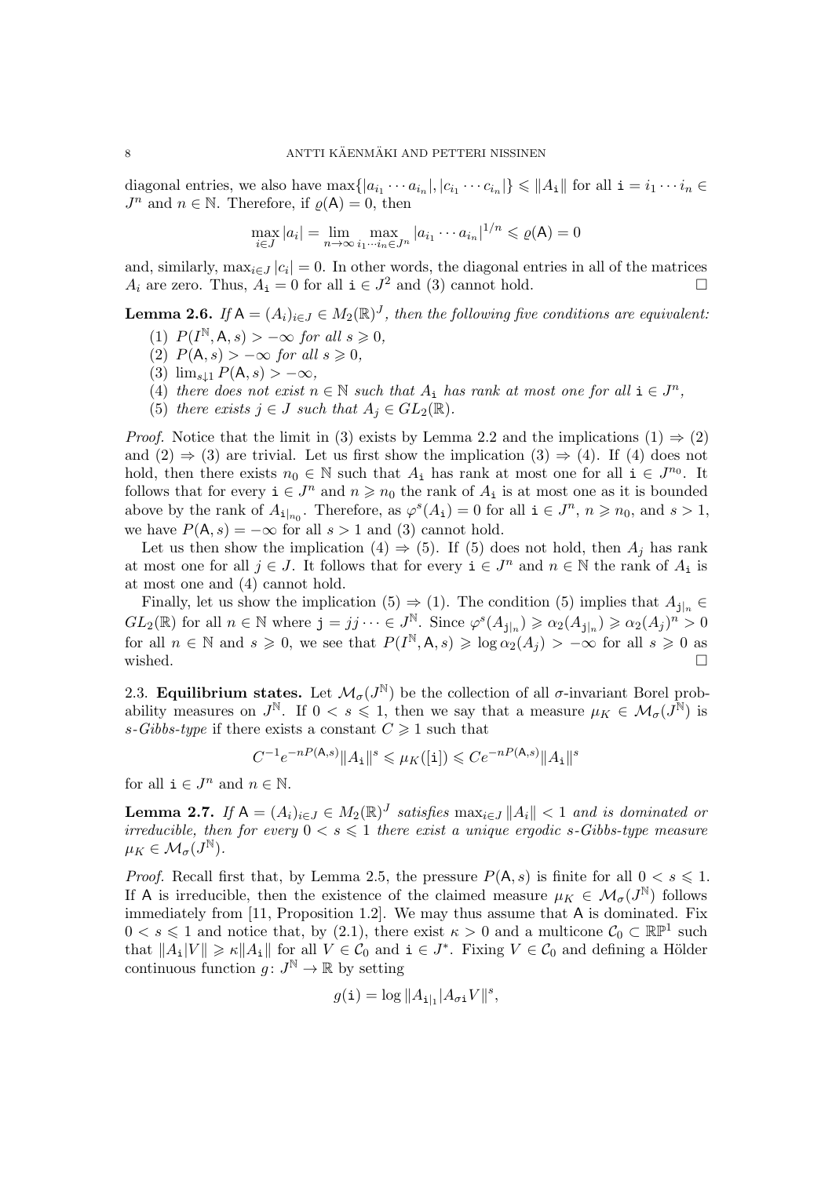diagonal entries, we also have $\max\{|a_{i_1}\cdots a_{i_n}|, |c_{i_1}\cdots c_{i_n}|\} \leqslant \|A_{\mathtt{i}}\|$ for all $\mathtt{i} = i_1\cdots i_n \in J^n$ and $n \in \mathbb{N}$. Therefore, if $\varrho(\mathsf{A}) = 0$, then

$$\max_{i\in J} |a_i| = \lim_{n\to\infty} \max_{i_1\cdots i_n\in J^n} |a_{i_1}\cdots a_{i_n}|^{1/n} \leqslant \varrho(\mathsf{A}) = 0$$

and, similarly, $\max_{i\in J}|c_i| = 0$. In other words, the diagonal entries in all of the matrices $A_i$ are zero. Thus, $A_{\mathtt{i}} = 0$ for all $\mathtt{i} \in J^2$ and (3) cannot hold. $\square$

**Lemma 2.6.** *If $\mathsf{A} = (A_i)_{i\in J} \in M_2(\mathbb{R})^J$, then the following five conditions are equivalent:*

1. *$P(I^{\mathbb{N}}, \mathsf{A}, s) > -\infty$ for all $s \geqslant 0$,*
2. *$P(\mathsf{A}, s) > -\infty$ for all $s \geqslant 0$,*
3. *$\lim_{s\downarrow 1} P(\mathsf{A}, s) > -\infty$,*
4. *there does not exist $n \in \mathbb{N}$ such that $A_{\mathtt{i}}$ has rank at most one for all $\mathtt{i} \in J^n$,*
5. *there exists $j \in J$ such that $A_j \in GL_2(\mathbb{R})$.*

*Proof.* Notice that the limit in (3) exists by Lemma 2.2 and the implications (1) $\Rightarrow$ (2) and (2) $\Rightarrow$ (3) are trivial. Let us first show the implication (3) $\Rightarrow$ (4). If (4) does not hold, then there exists $n_0 \in \mathbb{N}$ such that $A_{\mathtt{i}}$ has rank at most one for all $\mathtt{i} \in J^{n_0}$. It follows that for every $\mathtt{i} \in J^n$ and $n \geqslant n_0$ the rank of $A_{\mathtt{i}}$ is at most one as it is bounded above by the rank of $A_{\mathtt{i}|_{n_0}}$. Therefore, as $\varphi^s(A_{\mathtt{i}}) = 0$ for all $\mathtt{i} \in J^n$, $n \geqslant n_0$, and $s > 1$, we have $P(\mathsf{A}, s) = -\infty$ for all $s > 1$ and (3) cannot hold.

Let us then show the implication (4) $\Rightarrow$ (5). If (5) does not hold, then $A_j$ has rank at most one for all $j \in J$. It follows that for every $\mathtt{i} \in J^n$ and $n \in \mathbb{N}$ the rank of $A_{\mathtt{i}}$ is at most one and (4) cannot hold.

Finally, let us show the implication (5) $\Rightarrow$ (1). The condition (5) implies that $A_{\mathtt{j}|_n} \in GL_2(\mathbb{R})$ for all $n \in \mathbb{N}$ where $\mathtt{j} = jj\cdots \in J^{\mathbb{N}}$. Since $\varphi^s(A_{\mathtt{j}|_n}) \geqslant \alpha_2(A_{\mathtt{j}|_n}) \geqslant \alpha_2(A_j)^n > 0$ for all $n \in \mathbb{N}$ and $s \geqslant 0$, we see that $P(I^{\mathbb{N}}, \mathsf{A}, s) \geqslant \log\alpha_2(A_j) > -\infty$ for all $s \geqslant 0$ as wished. $\square$

2.3. **Equilibrium states.** Let $\mathcal{M}_\sigma(J^{\mathbb{N}})$ be the collection of all $\sigma$-invariant Borel probability measures on $J^{\mathbb{N}}$. If $0 < s \leqslant 1$, then we say that a measure $\mu_K \in \mathcal{M}_\sigma(J^{\mathbb{N}})$ is *$s$-Gibbs-type* if there exists a constant $C \geqslant 1$ such that

$$C^{-1}e^{-nP(\mathsf{A},s)}\|A_{\mathtt{i}}\|^s \leqslant \mu_K([\mathtt{i}]) \leqslant Ce^{-nP(\mathsf{A},s)}\|A_{\mathtt{i}}\|^s$$

for all $\mathtt{i} \in J^n$ and $n \in \mathbb{N}$.

**Lemma 2.7.** *If $\mathsf{A} = (A_i)_{i\in J} \in M_2(\mathbb{R})^J$ satisfies $\max_{i\in J}\|A_i\| < 1$ and is dominated or irreducible, then for every $0 < s \leqslant 1$ there exist a unique ergodic $s$-Gibbs-type measure $\mu_K \in \mathcal{M}_\sigma(J^{\mathbb{N}})$.*

*Proof.* Recall first that, by Lemma 2.5, the pressure $P(\mathsf{A}, s)$ is finite for all $0 < s \leqslant 1$. If $\mathsf{A}$ is irreducible, then the existence of the claimed measure $\mu_K \in \mathcal{M}_\sigma(J^{\mathbb{N}})$ follows immediately from [11, Proposition 1.2]. We may thus assume that $\mathsf{A}$ is dominated. Fix $0 < s \leqslant 1$ and notice that, by (2.1), there exist $\kappa > 0$ and a multicone $\mathcal{C}_0 \subset \mathbb{RP}^1$ such that $\|A_{\mathtt{i}}|V\| \geqslant \kappa\|A_{\mathtt{i}}\|$ for all $V \in \mathcal{C}_0$ and $\mathtt{i} \in J^*$. Fixing $V \in \mathcal{C}_0$ and defining a Hölder continuous function $g\colon J^{\mathbb{N}} \to \mathbb{R}$ by setting

$$g(\mathtt{i}) = \log\|A_{\mathtt{i}|_1}|A_{\sigma\mathtt{i}}V\|^s,$$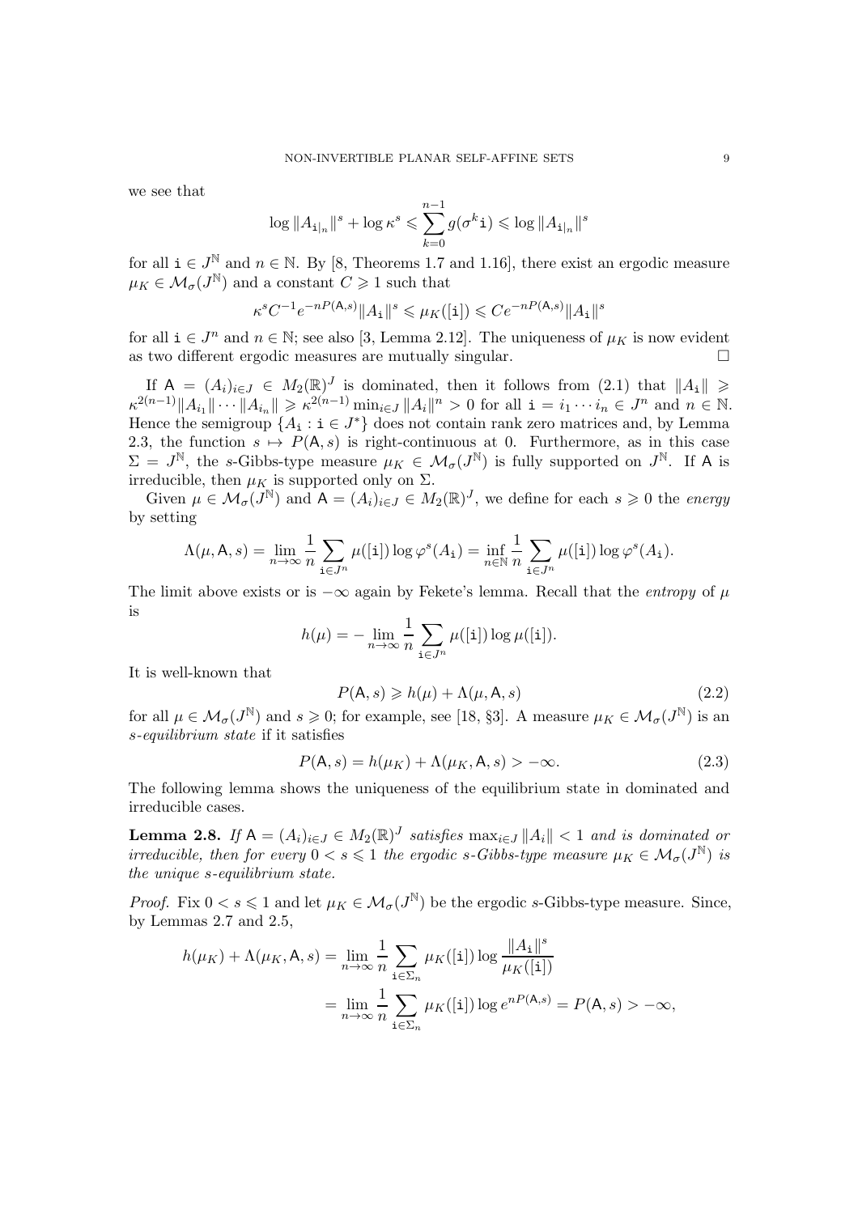we see that

$$\log \|A_{\mathtt{i}|_n}\|^s + \log \kappa^s \leqslant \sum_{k=0}^{n-1} g(\sigma^k \mathtt{i}) \leqslant \log \|A_{\mathtt{i}|_n}\|^s$$

for all $\mathtt{i} \in J^{\mathbb{N}}$ and $n \in \mathbb{N}$. By [8, Theorems 1.7 and 1.16], there exist an ergodic measure $\mu_K \in \mathcal{M}_\sigma(J^{\mathbb{N}})$ and a constant $C \geqslant 1$ such that

$$\kappa^s C^{-1} e^{-nP(\mathsf{A},s)} \|A_{\mathtt{i}}\|^s \leqslant \mu_K([\mathtt{i}]) \leqslant C e^{-nP(\mathsf{A},s)} \|A_{\mathtt{i}}\|^s$$

for all $\mathtt{i} \in J^n$ and $n \in \mathbb{N}$; see also [3, Lemma 2.12]. The uniqueness of $\mu_K$ is now evident as two different ergodic measures are mutually singular. $\square$

If $\mathsf{A} = (A_i)_{i \in J} \in M_2(\mathbb{R})^J$ is dominated, then it follows from (2.1) that $\|A_{\mathtt{i}}\| \geqslant \kappa^{2(n-1)} \|A_{i_1}\| \cdots \|A_{i_n}\| \geqslant \kappa^{2(n-1)} \min_{i \in J} \|A_i\|^n > 0$ for all $\mathtt{i} = i_1 \cdots i_n \in J^n$ and $n \in \mathbb{N}$. Hence the semigroup $\{A_{\mathtt{i}} : \mathtt{i} \in J^*\}$ does not contain rank zero matrices and, by Lemma 2.3, the function $s \mapsto P(\mathsf{A}, s)$ is right-continuous at 0. Furthermore, as in this case $\Sigma = J^{\mathbb{N}}$, the $s$-Gibbs-type measure $\mu_K \in \mathcal{M}_\sigma(J^{\mathbb{N}})$ is fully supported on $J^{\mathbb{N}}$. If $\mathsf{A}$ is irreducible, then $\mu_K$ is supported only on $\Sigma$.

Given $\mu \in \mathcal{M}_\sigma(J^{\mathbb{N}})$ and $\mathsf{A} = (A_i)_{i \in J} \in M_2(\mathbb{R})^J$, we define for each $s \geqslant 0$ the *energy* by setting

$$\Lambda(\mu, \mathsf{A}, s) = \lim_{n \to \infty} \frac{1}{n} \sum_{\mathtt{i} \in J^n} \mu([\mathtt{i}]) \log \varphi^s(A_{\mathtt{i}}) = \inf_{n \in \mathbb{N}} \frac{1}{n} \sum_{\mathtt{i} \in J^n} \mu([\mathtt{i}]) \log \varphi^s(A_{\mathtt{i}}).$$

The limit above exists or is $-\infty$ again by Fekete's lemma. Recall that the *entropy* of $\mu$ is

$$h(\mu) = -\lim_{n \to \infty} \frac{1}{n} \sum_{\mathtt{i} \in J^n} \mu([\mathtt{i}]) \log \mu([\mathtt{i}]).$$

It is well-known that

$$P(\mathsf{A}, s) \geqslant h(\mu) + \Lambda(\mu, \mathsf{A}, s) \tag{2.2}$$

for all $\mu \in \mathcal{M}_\sigma(J^{\mathbb{N}})$ and $s \geqslant 0$; for example, see [18, §3]. A measure $\mu_K \in \mathcal{M}_\sigma(J^{\mathbb{N}})$ is an *s-equilibrium state* if it satisfies

$$P(\mathsf{A}, s) = h(\mu_K) + \Lambda(\mu_K, \mathsf{A}, s) > -\infty. \tag{2.3}$$

The following lemma shows the uniqueness of the equilibrium state in dominated and irreducible cases.

**Lemma 2.8.** *If $\mathsf{A} = (A_i)_{i \in J} \in M_2(\mathbb{R})^J$ satisfies $\max_{i \in J} \|A_i\| < 1$ and is dominated or irreducible, then for every $0 < s \leqslant 1$ the ergodic $s$-Gibbs-type measure $\mu_K \in \mathcal{M}_\sigma(J^{\mathbb{N}})$ is the unique $s$-equilibrium state.*

*Proof.* Fix $0 < s \leqslant 1$ and let $\mu_K \in \mathcal{M}_\sigma(J^{\mathbb{N}})$ be the ergodic $s$-Gibbs-type measure. Since, by Lemmas 2.7 and 2.5,

$$\begin{aligned} h(\mu_K) + \Lambda(\mu_K, \mathsf{A}, s) &= \lim_{n \to \infty} \frac{1}{n} \sum_{\mathtt{i} \in \Sigma_n} \mu_K([\mathtt{i}]) \log \frac{\|A_{\mathtt{i}}\|^s}{\mu_K([\mathtt{i}])} \\ &= \lim_{n \to \infty} \frac{1}{n} \sum_{\mathtt{i} \in \Sigma_n} \mu_K([\mathtt{i}]) \log e^{nP(\mathsf{A},s)} = P(\mathsf{A}, s) > -\infty, \end{aligned}$$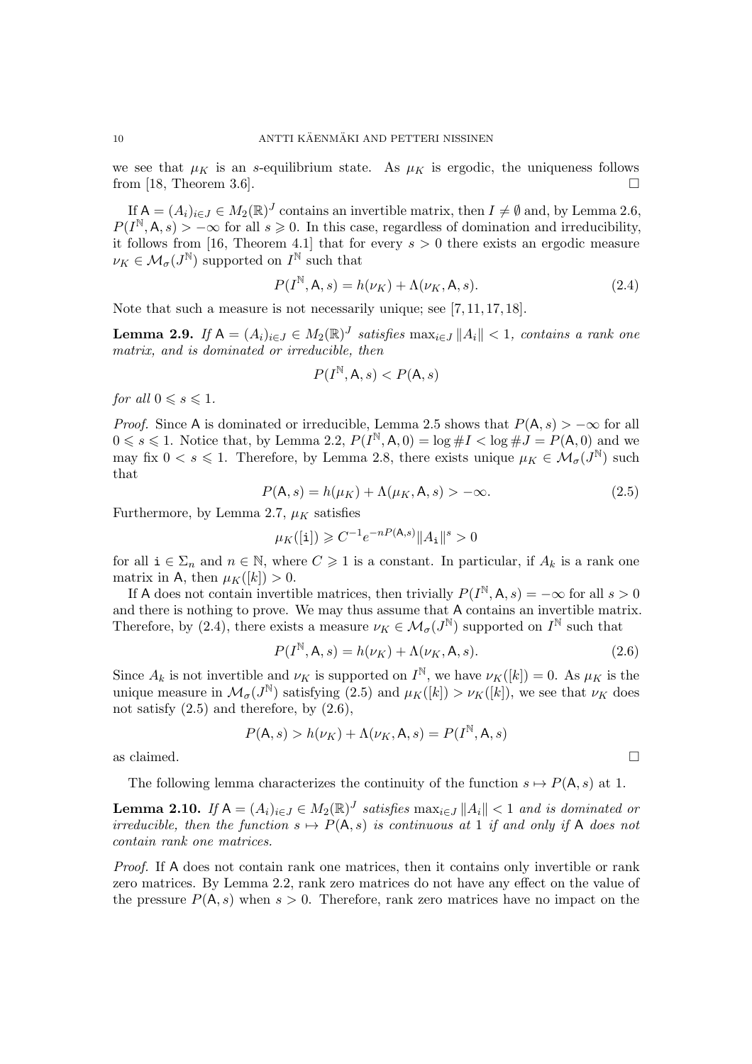we see that $\mu_K$ is an $s$-equilibrium state. As $\mu_K$ is ergodic, the uniqueness follows from [18, Theorem 3.6]. $\square$

If $\mathsf{A} = (A_i)_{i \in J} \in M_2(\mathbb{R})^J$ contains an invertible matrix, then $I \neq \emptyset$ and, by Lemma 2.6, $P(I^{\mathbb{N}}, \mathsf{A}, s) > -\infty$ for all $s \geqslant 0$. In this case, regardless of domination and irreducibility, it follows from [16, Theorem 4.1] that for every $s > 0$ there exists an ergodic measure $\nu_K \in \mathcal{M}_\sigma(J^{\mathbb{N}})$ supported on $I^{\mathbb{N}}$ such that

$$P(I^{\mathbb{N}}, \mathsf{A}, s) = h(\nu_K) + \Lambda(\nu_K, \mathsf{A}, s). \tag{2.4}$$

Note that such a measure is not necessarily unique; see [7, 11, 17, 18].

**Lemma 2.9.** *If $\mathsf{A} = (A_i)_{i \in J} \in M_2(\mathbb{R})^J$ satisfies $\max_{i \in J} \|A_i\| < 1$, contains a rank one matrix, and is dominated or irreducible, then*

$$P(I^{\mathbb{N}}, \mathsf{A}, s) < P(\mathsf{A}, s)$$

*for all $0 \leqslant s \leqslant 1$.*

*Proof.* Since $\mathsf{A}$ is dominated or irreducible, Lemma 2.5 shows that $P(\mathsf{A}, s) > -\infty$ for all $0 \leqslant s \leqslant 1$. Notice that, by Lemma 2.2, $P(I^{\mathbb{N}}, \mathsf{A}, 0) = \log \# I < \log \# J = P(\mathsf{A}, 0)$ and we may fix $0 < s \leqslant 1$. Therefore, by Lemma 2.8, there exists unique $\mu_K \in \mathcal{M}_\sigma(J^{\mathbb{N}})$ such that

$$P(\mathsf{A}, s) = h(\mu_K) + \Lambda(\mu_K, \mathsf{A}, s) > -\infty. \tag{2.5}$$

Furthermore, by Lemma 2.7, $\mu_K$ satisfies

$$\mu_K([\mathtt{i}]) \geqslant C^{-1} e^{-nP(\mathsf{A}, s)} \|A_{\mathtt{i}}\|^s > 0$$

for all $\mathtt{i} \in \Sigma_n$ and $n \in \mathbb{N}$, where $C \geqslant 1$ is a constant. In particular, if $A_k$ is a rank one matrix in $\mathsf{A}$, then $\mu_K([k]) > 0$.

If $\mathsf{A}$ does not contain invertible matrices, then trivially $P(I^{\mathbb{N}}, \mathsf{A}, s) = -\infty$ for all $s > 0$ and there is nothing to prove. We may thus assume that $\mathsf{A}$ contains an invertible matrix. Therefore, by (2.4), there exists a measure $\nu_K \in \mathcal{M}_\sigma(J^{\mathbb{N}})$ supported on $I^{\mathbb{N}}$ such that

$$P(I^{\mathbb{N}}, \mathsf{A}, s) = h(\nu_K) + \Lambda(\nu_K, \mathsf{A}, s). \tag{2.6}$$

Since $A_k$ is not invertible and $\nu_K$ is supported on $I^{\mathbb{N}}$, we have $\nu_K([k]) = 0$. As $\mu_K$ is the unique measure in $\mathcal{M}_\sigma(J^{\mathbb{N}})$ satisfying (2.5) and $\mu_K([k]) > \nu_K([k])$, we see that $\nu_K$ does not satisfy (2.5) and therefore, by (2.6),

$$P(\mathsf{A}, s) > h(\nu_K) + \Lambda(\nu_K, \mathsf{A}, s) = P(I^{\mathbb{N}}, \mathsf{A}, s)$$

as claimed. $\square$

The following lemma characterizes the continuity of the function $s \mapsto P(\mathsf{A}, s)$ at 1.

**Lemma 2.10.** *If $\mathsf{A} = (A_i)_{i \in J} \in M_2(\mathbb{R})^J$ satisfies $\max_{i \in J} \|A_i\| < 1$ and is dominated or irreducible, then the function $s \mapsto P(\mathsf{A}, s)$ is continuous at 1 if and only if $\mathsf{A}$ does not contain rank one matrices.*

*Proof.* If $\mathsf{A}$ does not contain rank one matrices, then it contains only invertible or rank zero matrices. By Lemma 2.2, rank zero matrices do not have any effect on the value of the pressure $P(\mathsf{A}, s)$ when $s > 0$. Therefore, rank zero matrices have no impact on the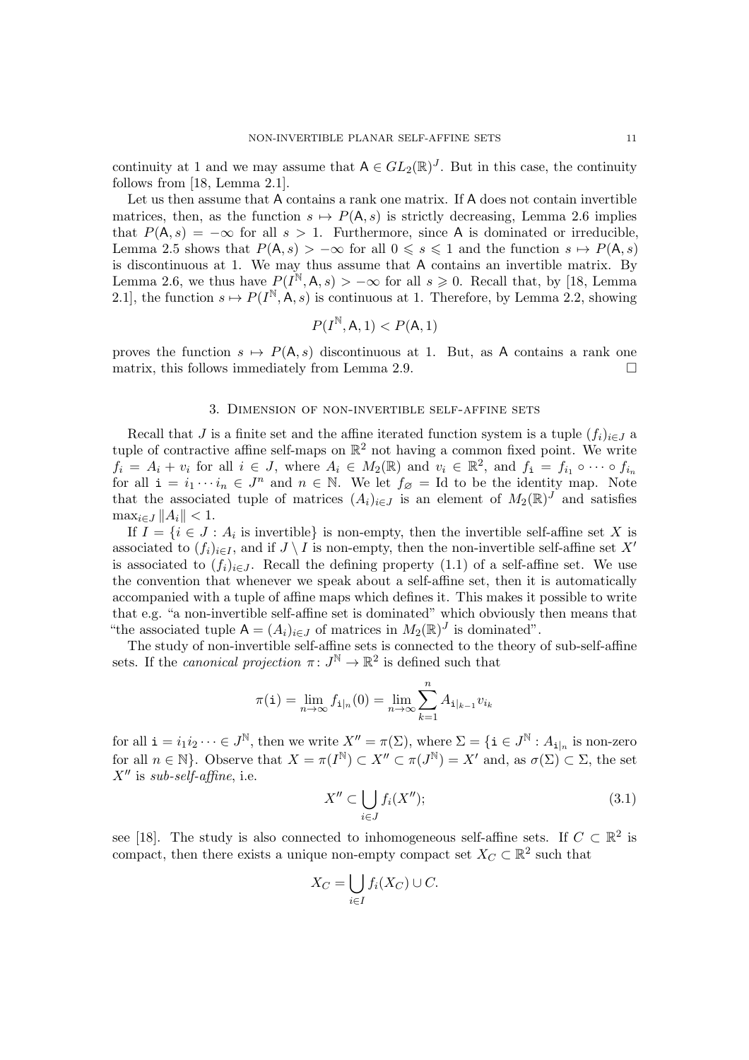continuity at 1 and we may assume that $\mathsf{A} \in GL_2(\mathbb{R})^J$. But in this case, the continuity follows from [18, Lemma 2.1].

Let us then assume that $\mathsf{A}$ contains a rank one matrix. If $\mathsf{A}$ does not contain invertible matrices, then, as the function $s \mapsto P(\mathsf{A}, s)$ is strictly decreasing, Lemma 2.6 implies that $P(\mathsf{A}, s) = -\infty$ for all $s > 1$. Furthermore, since $\mathsf{A}$ is dominated or irreducible, Lemma 2.5 shows that $P(\mathsf{A}, s) > -\infty$ for all $0 \leqslant s \leqslant 1$ and the function $s \mapsto P(\mathsf{A}, s)$ is discontinuous at 1. We may thus assume that $\mathsf{A}$ contains an invertible matrix. By Lemma 2.6, we thus have $P(I^{\mathbb{N}}, \mathsf{A}, s) > -\infty$ for all $s \geqslant 0$. Recall that, by [18, Lemma 2.1], the function $s \mapsto P(I^{\mathbb{N}}, \mathsf{A}, s)$ is continuous at 1. Therefore, by Lemma 2.2, showing

$$P(I^{\mathbb{N}}, \mathsf{A}, 1) < P(\mathsf{A}, 1)$$

proves the function $s \mapsto P(\mathsf{A}, s)$ discontinuous at 1. But, as $\mathsf{A}$ contains a rank one matrix, this follows immediately from Lemma 2.9. □

## 3. Dimension of non-invertible self-affine sets

Recall that $J$ is a finite set and the affine iterated function system is a tuple $(f_i)_{i \in J}$ a tuple of contractive affine self-maps on $\mathbb{R}^2$ not having a common fixed point. We write $f_i = A_i + v_i$ for all $i \in J$, where $A_i \in M_2(\mathbb{R})$ and $v_i \in \mathbb{R}^2$, and $f_{\mathtt{i}} = f_{i_1} \circ \cdots \circ f_{i_n}$ for all $\mathtt{i} = i_1 \cdots i_n \in J^n$ and $n \in \mathbb{N}$. We let $f_\varnothing = \mathrm{Id}$ to be the identity map. Note that the associated tuple of matrices $(A_i)_{i \in J}$ is an element of $M_2(\mathbb{R})^J$ and satisfies $\max_{i \in J} \|A_i\| < 1$.

If $I = \{i \in J : A_i \text{ is invertible}\}$ is non-empty, then the invertible self-affine set $X$ is associated to $(f_i)_{i \in I}$, and if $J \setminus I$ is non-empty, then the non-invertible self-affine set $X'$ is associated to $(f_i)_{i \in J}$. Recall the defining property (1.1) of a self-affine set. We use the convention that whenever we speak about a self-affine set, then it is automatically accompanied with a tuple of affine maps which defines it. This makes it possible to write that e.g. "a non-invertible self-affine set is dominated" which obviously then means that "the associated tuple $\mathsf{A} = (A_i)_{i \in J}$ of matrices in $M_2(\mathbb{R})^J$ is dominated".

The study of non-invertible self-affine sets is connected to the theory of sub-self-affine sets. If the *canonical projection* $\pi \colon J^{\mathbb{N}} \to \mathbb{R}^2$ is defined such that

$$\pi(\mathtt{i}) = \lim_{n \to \infty} f_{\mathtt{i}|_n}(0) = \lim_{n \to \infty} \sum_{k=1}^{n} A_{\mathtt{i}|_{k-1}} v_{i_k}$$

for all $\mathtt{i} = i_1 i_2 \cdots \in J^{\mathbb{N}}$, then we write $X'' = \pi(\Sigma)$, where $\Sigma = \{\mathtt{i} \in J^{\mathbb{N}} : A_{\mathtt{i}|_n} \text{ is non-zero for all } n \in \mathbb{N}\}$. Observe that $X = \pi(I^{\mathbb{N}}) \subset X'' \subset \pi(J^{\mathbb{N}}) = X'$ and, as $\sigma(\Sigma) \subset \Sigma$, the set $X''$ is *sub-self-affine*, i.e.

$$X'' \subset \bigcup_{i \in J} f_i(X''); \tag{3.1}$$

see [18]. The study is also connected to inhomogeneous self-affine sets. If $C \subset \mathbb{R}^2$ is compact, then there exists a unique non-empty compact set $X_C \subset \mathbb{R}^2$ such that

$$X_C = \bigcup_{i \in I} f_i(X_C) \cup C.$$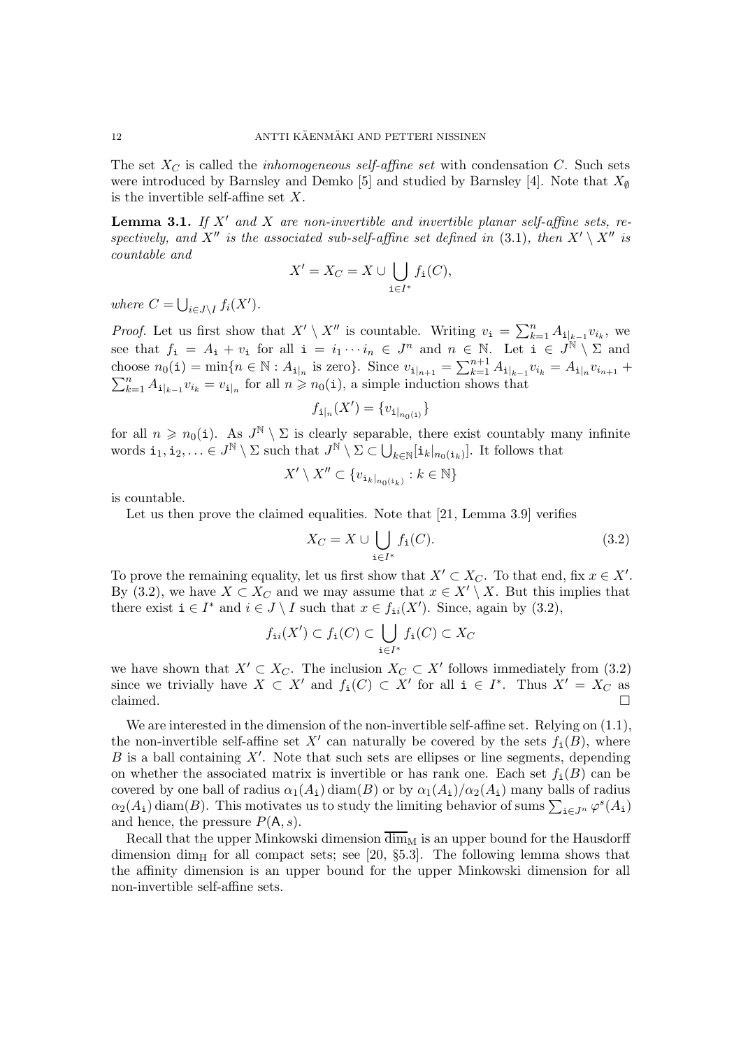The set $X_C$ is called the *inhomogeneous self-affine set* with condensation $C$. Such sets were introduced by Barnsley and Demko [5] and studied by Barnsley [4]. Note that $X_\emptyset$ is the invertible self-affine set $X$.

**Lemma 3.1.** *If $X'$ and $X$ are non-invertible and invertible planar self-affine sets, respectively, and $X''$ is the associated sub-self-affine set defined in* (3.1)*, then $X' \setminus X''$ is countable and*

$$X' = X_C = X \cup \bigcup_{\mathtt{i} \in I^*} f_{\mathtt{i}}(C),$$

*where $C = \bigcup_{i \in J \setminus I} f_i(X')$.*

*Proof.* Let us first show that $X' \setminus X''$ is countable. Writing $v_{\mathtt{i}} = \sum_{k=1}^n A_{\mathtt{i}|_{k-1}} v_{i_k}$, we see that $f_{\mathtt{i}} = A_{\mathtt{i}} + v_{\mathtt{i}}$ for all $\mathtt{i} = i_1 \cdots i_n \in J^n$ and $n \in \mathbb{N}$. Let $\mathtt{i} \in J^{\mathbb{N}} \setminus \Sigma$ and choose $n_0(\mathtt{i}) = \min\{n \in \mathbb{N} : A_{\mathtt{i}|_n} \text{ is zero}\}$. Since $v_{\mathtt{i}|_{n+1}} = \sum_{k=1}^{n+1} A_{\mathtt{i}|_{k-1}} v_{i_k} = A_{\mathtt{i}|_n} v_{i_{n+1}} + \sum_{k=1}^n A_{\mathtt{i}|_{k-1}} v_{i_k} = v_{\mathtt{i}|_n}$ for all $n \geqslant n_0(\mathtt{i})$, a simple induction shows that

$$f_{\mathtt{i}|_n}(X') = \{v_{\mathtt{i}|_{n_0(\mathtt{i})}}\}$$

for all $n \geqslant n_0(\mathtt{i})$. As $J^{\mathbb{N}} \setminus \Sigma$ is clearly separable, there exist countably many infinite words $\mathtt{i}_1, \mathtt{i}_2, \ldots \in J^{\mathbb{N}} \setminus \Sigma$ such that $J^{\mathbb{N}} \setminus \Sigma \subset \bigcup_{k \in \mathbb{N}} [\mathtt{i}_k|_{n_0(\mathtt{i}_k)}]$. It follows that

$$X' \setminus X'' \subset \{v_{\mathtt{i}_k|_{n_0(\mathtt{i}_k)}} : k \in \mathbb{N}\}$$

is countable.

Let us then prove the claimed equalities. Note that [21, Lemma 3.9] verifies

$$X_C = X \cup \bigcup_{\mathtt{i} \in I^*} f_{\mathtt{i}}(C). \tag{3.2}$$

To prove the remaining equality, let us first show that $X' \subset X_C$. To that end, fix $x \in X'$. By (3.2), we have $X \subset X_C$ and we may assume that $x \in X' \setminus X$. But this implies that there exist $\mathtt{i} \in I^*$ and $i \in J \setminus I$ such that $x \in f_{\mathtt{i}i}(X')$. Since, again by (3.2),

$$f_{\mathtt{i}i}(X') \subset f_{\mathtt{i}}(C) \subset \bigcup_{\mathtt{i} \in I^*} f_{\mathtt{i}}(C) \subset X_C$$

we have shown that $X' \subset X_C$. The inclusion $X_C \subset X'$ follows immediately from (3.2) since we trivially have $X \subset X'$ and $f_{\mathtt{i}}(C) \subset X'$ for all $\mathtt{i} \in I^*$. Thus $X' = X_C$ as claimed. $\square$

We are interested in the dimension of the non-invertible self-affine set. Relying on (1.1), the non-invertible self-affine set $X'$ can naturally be covered by the sets $f_{\mathtt{i}}(B)$, where $B$ is a ball containing $X'$. Note that such sets are ellipses or line segments, depending on whether the associated matrix is invertible or has rank one. Each set $f_{\mathtt{i}}(B)$ can be covered by one ball of radius $\alpha_1(A_{\mathtt{i}}) \operatorname{diam}(B)$ or by $\alpha_1(A_{\mathtt{i}})/\alpha_2(A_{\mathtt{i}})$ many balls of radius $\alpha_2(A_{\mathtt{i}}) \operatorname{diam}(B)$. This motivates us to study the limiting behavior of sums $\sum_{\mathtt{i} \in J^n} \varphi^s(A_{\mathtt{i}})$ and hence, the pressure $P(\mathsf{A}, s)$.

Recall that the upper Minkowski dimension $\overline{\dim}_{\mathrm{M}}$ is an upper bound for the Hausdorff dimension $\dim_{\mathrm{H}}$ for all compact sets; see [20, §5.3]. The following lemma shows that the affinity dimension is an upper bound for the upper Minkowski dimension for all non-invertible self-affine sets.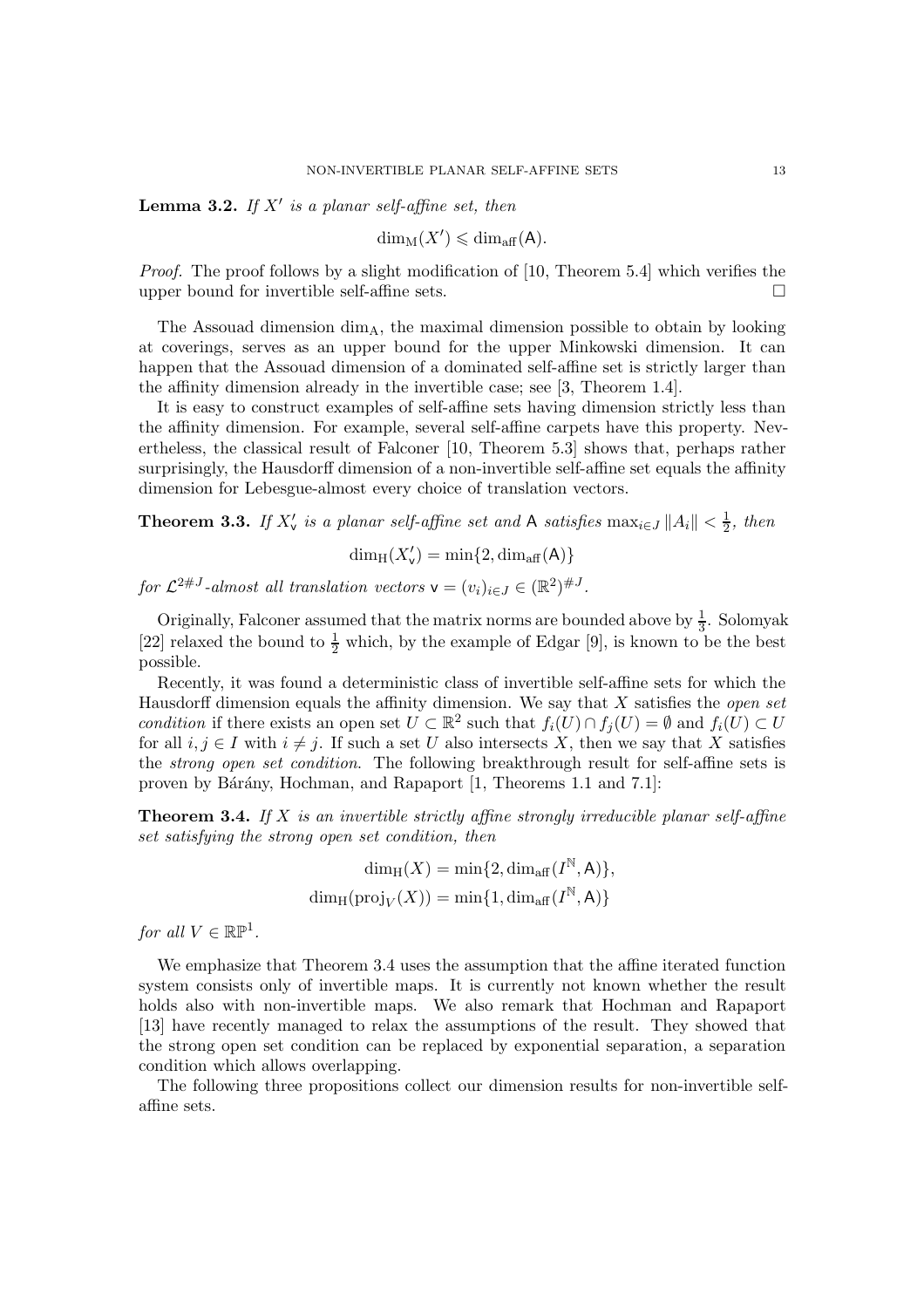**Lemma 3.2.** *If $X'$ is a planar self-affine set, then*

$$\dim_{\mathrm{M}}(X') \leqslant \dim_{\mathrm{aff}}(\mathsf{A}).$$

*Proof.* The proof follows by a slight modification of [10, Theorem 5.4] which verifies the upper bound for invertible self-affine sets. □

The Assouad dimension $\dim_{\mathrm{A}}$, the maximal dimension possible to obtain by looking at coverings, serves as an upper bound for the upper Minkowski dimension. It can happen that the Assouad dimension of a dominated self-affine set is strictly larger than the affinity dimension already in the invertible case; see [3, Theorem 1.4].

It is easy to construct examples of self-affine sets having dimension strictly less than the affinity dimension. For example, several self-affine carpets have this property. Nevertheless, the classical result of Falconer [10, Theorem 5.3] shows that, perhaps rather surprisingly, the Hausdorff dimension of a non-invertible self-affine set equals the affinity dimension for Lebesgue-almost every choice of translation vectors.

**Theorem 3.3.** *If $X'_{\mathsf{v}}$ is a planar self-affine set and $\mathsf{A}$ satisfies $\max_{i \in J} \|A_i\| < \frac{1}{2}$, then*

$$\dim_{\mathrm{H}}(X'_{\mathsf{v}}) = \min\{2, \dim_{\mathrm{aff}}(\mathsf{A})\}$$

*for $\mathcal{L}^{2\#J}$-almost all translation vectors $\mathsf{v} = (v_i)_{i \in J} \in (\mathbb{R}^2)^{\#J}$.*

Originally, Falconer assumed that the matrix norms are bounded above by $\frac{1}{3}$. Solomyak [22] relaxed the bound to $\frac{1}{2}$ which, by the example of Edgar [9], is known to be the best possible.

Recently, it was found a deterministic class of invertible self-affine sets for which the Hausdorff dimension equals the affinity dimension. We say that $X$ satisfies the *open set condition* if there exists an open set $U \subset \mathbb{R}^2$ such that $f_i(U) \cap f_j(U) = \emptyset$ and $f_i(U) \subset U$ for all $i, j \in I$ with $i \neq j$. If such a set $U$ also intersects $X$, then we say that $X$ satisfies the *strong open set condition*. The following breakthrough result for self-affine sets is proven by Bárány, Hochman, and Rapaport [1, Theorems 1.1 and 7.1]:

**Theorem 3.4.** *If $X$ is an invertible strictly affine strongly irreducible planar self-affine set satisfying the strong open set condition, then*

$$\dim_{\mathrm{H}}(X) = \min\{2, \dim_{\mathrm{aff}}(I^{\mathbb{N}}, \mathsf{A})\},$$
$$\dim_{\mathrm{H}}(\mathrm{proj}_V(X)) = \min\{1, \dim_{\mathrm{aff}}(I^{\mathbb{N}}, \mathsf{A})\}$$

*for all $V \in \mathbb{RP}^1$.*

We emphasize that Theorem 3.4 uses the assumption that the affine iterated function system consists only of invertible maps. It is currently not known whether the result holds also with non-invertible maps. We also remark that Hochman and Rapaport [13] have recently managed to relax the assumptions of the result. They showed that the strong open set condition can be replaced by exponential separation, a separation condition which allows overlapping.

The following three propositions collect our dimension results for non-invertible self-affine sets.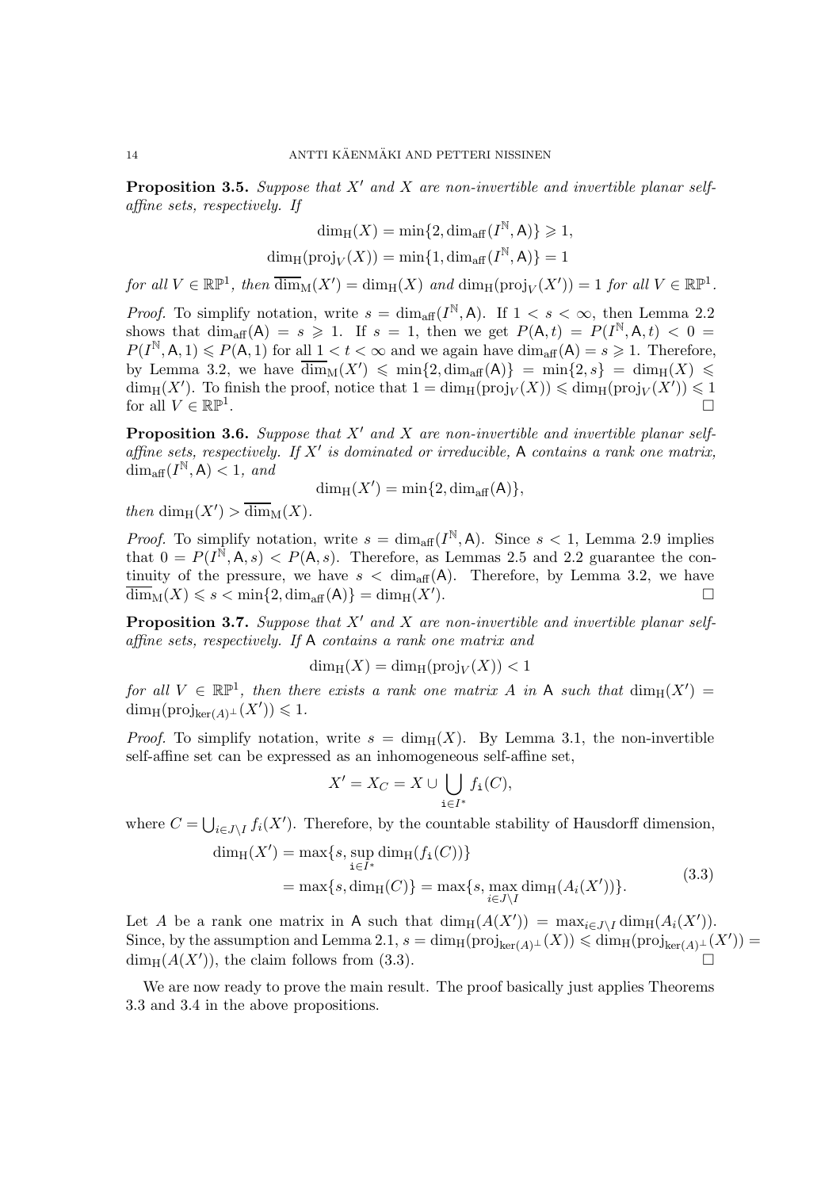**Proposition 3.5.** *Suppose that $X'$ and $X$ are non-invertible and invertible planar self-affine sets, respectively. If*

$$\dim_{\mathrm{H}}(X) = \min\{2, \dim_{\mathrm{aff}}(I^{\mathbb{N}}, \mathsf{A})\} \geqslant 1,$$
$$\dim_{\mathrm{H}}(\mathrm{proj}_V(X)) = \min\{1, \dim_{\mathrm{aff}}(I^{\mathbb{N}}, \mathsf{A})\} = 1$$

*for all $V \in \mathbb{RP}^1$, then $\overline{\dim}_{\mathrm{M}}(X') = \dim_{\mathrm{H}}(X)$ and $\dim_{\mathrm{H}}(\mathrm{proj}_V(X')) = 1$ for all $V \in \mathbb{RP}^1$.*

*Proof.* To simplify notation, write $s = \dim_{\mathrm{aff}}(I^{\mathbb{N}}, \mathsf{A})$. If $1 < s < \infty$, then Lemma 2.2 shows that $\dim_{\mathrm{aff}}(\mathsf{A}) = s \geqslant 1$. If $s = 1$, then we get $P(\mathsf{A}, t) = P(I^{\mathbb{N}}, \mathsf{A}, t) < 0 = P(I^{\mathbb{N}}, \mathsf{A}, 1) \leqslant P(\mathsf{A}, 1)$ for all $1 < t < \infty$ and we again have $\dim_{\mathrm{aff}}(\mathsf{A}) = s \geqslant 1$. Therefore, by Lemma 3.2, we have $\overline{\dim}_{\mathrm{M}}(X') \leqslant \min\{2, \dim_{\mathrm{aff}}(\mathsf{A})\} = \min\{2, s\} = \dim_{\mathrm{H}}(X) \leqslant \dim_{\mathrm{H}}(X')$. To finish the proof, notice that $1 = \dim_{\mathrm{H}}(\mathrm{proj}_V(X)) \leqslant \dim_{\mathrm{H}}(\mathrm{proj}_V(X')) \leqslant 1$ for all $V \in \mathbb{RP}^1$. $\square$

**Proposition 3.6.** *Suppose that $X'$ and $X$ are non-invertible and invertible planar self-affine sets, respectively. If $X'$ is dominated or irreducible, $\mathsf{A}$ contains a rank one matrix, $\dim_{\mathrm{aff}}(I^{\mathbb{N}}, \mathsf{A}) < 1$, and*

$$\dim_{\mathrm{H}}(X') = \min\{2, \dim_{\mathrm{aff}}(\mathsf{A})\},$$

*then $\dim_{\mathrm{H}}(X') > \overline{\dim}_{\mathrm{M}}(X)$.*

*Proof.* To simplify notation, write $s = \dim_{\mathrm{aff}}(I^{\mathbb{N}}, \mathsf{A})$. Since $s < 1$, Lemma 2.9 implies that $0 = P(I^{\mathbb{N}}, \mathsf{A}, s) < P(\mathsf{A}, s)$. Therefore, as Lemmas 2.5 and 2.2 guarantee the continuity of the pressure, we have $s < \dim_{\mathrm{aff}}(\mathsf{A})$. Therefore, by Lemma 3.2, we have $\overline{\dim}_{\mathrm{M}}(X) \leqslant s < \min\{2, \dim_{\mathrm{aff}}(\mathsf{A})\} = \dim_{\mathrm{H}}(X')$. $\square$

**Proposition 3.7.** *Suppose that $X'$ and $X$ are non-invertible and invertible planar self-affine sets, respectively. If $\mathsf{A}$ contains a rank one matrix and*

$$\dim_{\mathrm{H}}(X) = \dim_{\mathrm{H}}(\mathrm{proj}_V(X)) < 1$$

*for all $V \in \mathbb{RP}^1$, then there exists a rank one matrix $A$ in $\mathsf{A}$ such that $\dim_{\mathrm{H}}(X') = \dim_{\mathrm{H}}(\mathrm{proj}_{\ker(A)^\perp}(X')) \leqslant 1$.*

*Proof.* To simplify notation, write $s = \dim_{\mathrm{H}}(X)$. By Lemma 3.1, the non-invertible self-affine set can be expressed as an inhomogeneous self-affine set,

$$X' = X_C = X \cup \bigcup_{\mathtt{i} \in I^*} f_{\mathtt{i}}(C),$$

where $C = \bigcup_{i \in J \setminus I} f_i(X')$. Therefore, by the countable stability of Hausdorff dimension,

$$\begin{aligned} \dim_{\mathrm{H}}(X') &= \max\{s, \sup_{\mathtt{i} \in I^*} \dim_{\mathrm{H}}(f_{\mathtt{i}}(C))\} \\ &= \max\{s, \dim_{\mathrm{H}}(C)\} = \max\{s, \max_{i \in J \setminus I} \dim_{\mathrm{H}}(A_i(X'))\}. \end{aligned} \tag{3.3}$$

Let $A$ be a rank one matrix in $\mathsf{A}$ such that $\dim_{\mathrm{H}}(A(X')) = \max_{i \in J \setminus I} \dim_{\mathrm{H}}(A_i(X'))$. Since, by the assumption and Lemma 2.1, $s = \dim_{\mathrm{H}}(\mathrm{proj}_{\ker(A)^\perp}(X)) \leqslant \dim_{\mathrm{H}}(\mathrm{proj}_{\ker(A)^\perp}(X')) = \dim_{\mathrm{H}}(A(X'))$, the claim follows from (3.3). $\square$

We are now ready to prove the main result. The proof basically just applies Theorems 3.3 and 3.4 in the above propositions.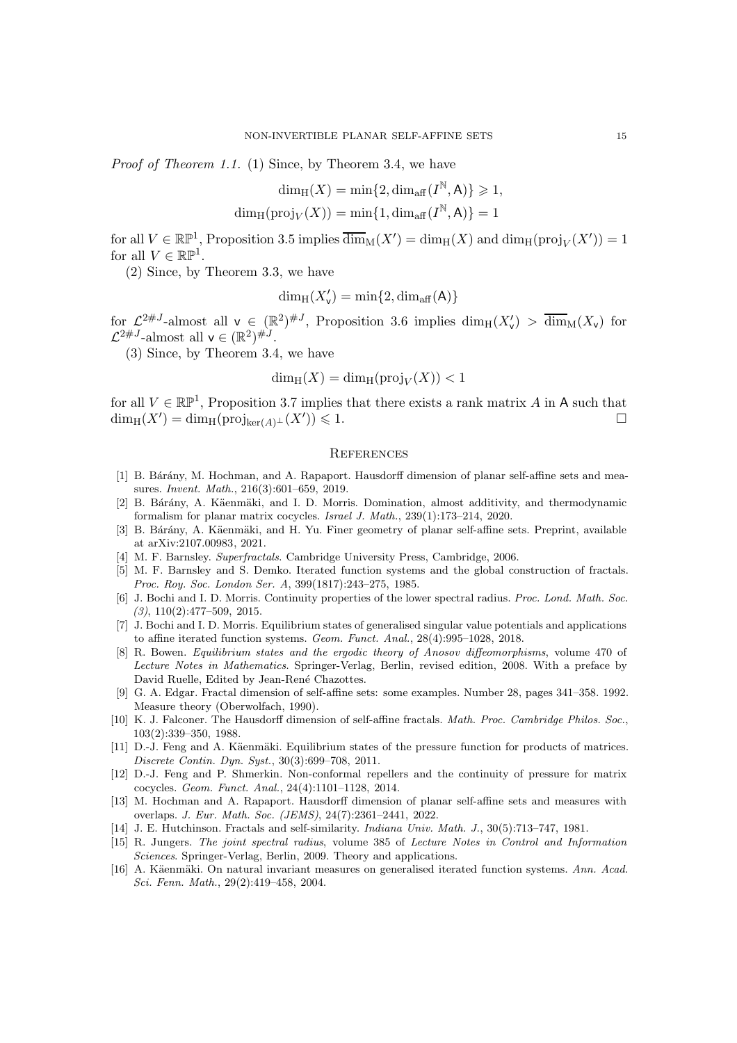*Proof of Theorem 1.1.* (1) Since, by Theorem 3.4, we have

$$\dim_{\mathrm{H}}(X) = \min\{2, \dim_{\mathrm{aff}}(I^{\mathbb{N}}, \mathsf{A})\} \geqslant 1,$$
$$\dim_{\mathrm{H}}(\mathrm{proj}_V(X)) = \min\{1, \dim_{\mathrm{aff}}(I^{\mathbb{N}}, \mathsf{A})\} = 1$$

for all $V \in \mathbb{RP}^1$, Proposition 3.5 implies $\overline{\dim}_{\mathrm{M}}(X') = \dim_{\mathrm{H}}(X)$ and $\dim_{\mathrm{H}}(\mathrm{proj}_V(X')) = 1$ for all $V \in \mathbb{RP}^1$.

(2) Since, by Theorem 3.3, we have

$$\dim_{\mathrm{H}}(X'_{\mathsf{v}}) = \min\{2, \dim_{\mathrm{aff}}(\mathsf{A})\}$$

for $\mathcal{L}^{2\#J}$-almost all $\mathsf{v} \in (\mathbb{R}^2)^{\#J}$, Proposition 3.6 implies $\dim_{\mathrm{H}}(X'_{\mathsf{v}}) > \overline{\dim}_{\mathrm{M}}(X_{\mathsf{v}})$ for $\mathcal{L}^{2\#J}$-almost all $\mathsf{v} \in (\mathbb{R}^2)^{\#J}$.

(3) Since, by Theorem 3.4, we have

$$\dim_{\mathrm{H}}(X) = \dim_{\mathrm{H}}(\mathrm{proj}_V(X)) < 1$$

for all $V \in \mathbb{RP}^1$, Proposition 3.7 implies that there exists a rank matrix $A$ in $\mathsf{A}$ such that $\dim_{\mathrm{H}}(X') = \dim_{\mathrm{H}}(\mathrm{proj}_{\ker(A)^\perp}(X')) \leqslant 1$. $\square$

## References

[1] B. Bárány, M. Hochman, and A. Rapaport. Hausdorff dimension of planar self-affine sets and measures. *Invent. Math.*, 216(3):601–659, 2019.

[2] B. Bárány, A. Käenmäki, and I. D. Morris. Domination, almost additivity, and thermodynamic formalism for planar matrix cocycles. *Israel J. Math.*, 239(1):173–214, 2020.

[3] B. Bárány, A. Käenmäki, and H. Yu. Finer geometry of planar self-affine sets. Preprint, available at arXiv:2107.00983, 2021.

[4] M. F. Barnsley. *Superfractals*. Cambridge University Press, Cambridge, 2006.

[5] M. F. Barnsley and S. Demko. Iterated function systems and the global construction of fractals. *Proc. Roy. Soc. London Ser. A*, 399(1817):243–275, 1985.

[6] J. Bochi and I. D. Morris. Continuity properties of the lower spectral radius. *Proc. Lond. Math. Soc. (3)*, 110(2):477–509, 2015.

[7] J. Bochi and I. D. Morris. Equilibrium states of generalised singular value potentials and applications to affine iterated function systems. *Geom. Funct. Anal.*, 28(4):995–1028, 2018.

[8] R. Bowen. *Equilibrium states and the ergodic theory of Anosov diffeomorphisms*, volume 470 of *Lecture Notes in Mathematics*. Springer-Verlag, Berlin, revised edition, 2008. With a preface by David Ruelle, Edited by Jean-René Chazottes.

[9] G. A. Edgar. Fractal dimension of self-affine sets: some examples. Number 28, pages 341–358. 1992. Measure theory (Oberwolfach, 1990).

[10] K. J. Falconer. The Hausdorff dimension of self-affine fractals. *Math. Proc. Cambridge Philos. Soc.*, 103(2):339–350, 1988.

[11] D.-J. Feng and A. Käenmäki. Equilibrium states of the pressure function for products of matrices. *Discrete Contin. Dyn. Syst.*, 30(3):699–708, 2011.

[12] D.-J. Feng and P. Shmerkin. Non-conformal repellers and the continuity of pressure for matrix cocycles. *Geom. Funct. Anal.*, 24(4):1101–1128, 2014.

[13] M. Hochman and A. Rapaport. Hausdorff dimension of planar self-affine sets and measures with overlaps. *J. Eur. Math. Soc. (JEMS)*, 24(7):2361–2441, 2022.

[14] J. E. Hutchinson. Fractals and self-similarity. *Indiana Univ. Math. J.*, 30(5):713–747, 1981.

[15] R. Jungers. *The joint spectral radius*, volume 385 of *Lecture Notes in Control and Information Sciences*. Springer-Verlag, Berlin, 2009. Theory and applications.

[16] A. Käenmäki. On natural invariant measures on generalised iterated function systems. *Ann. Acad. Sci. Fenn. Math.*, 29(2):419–458, 2004.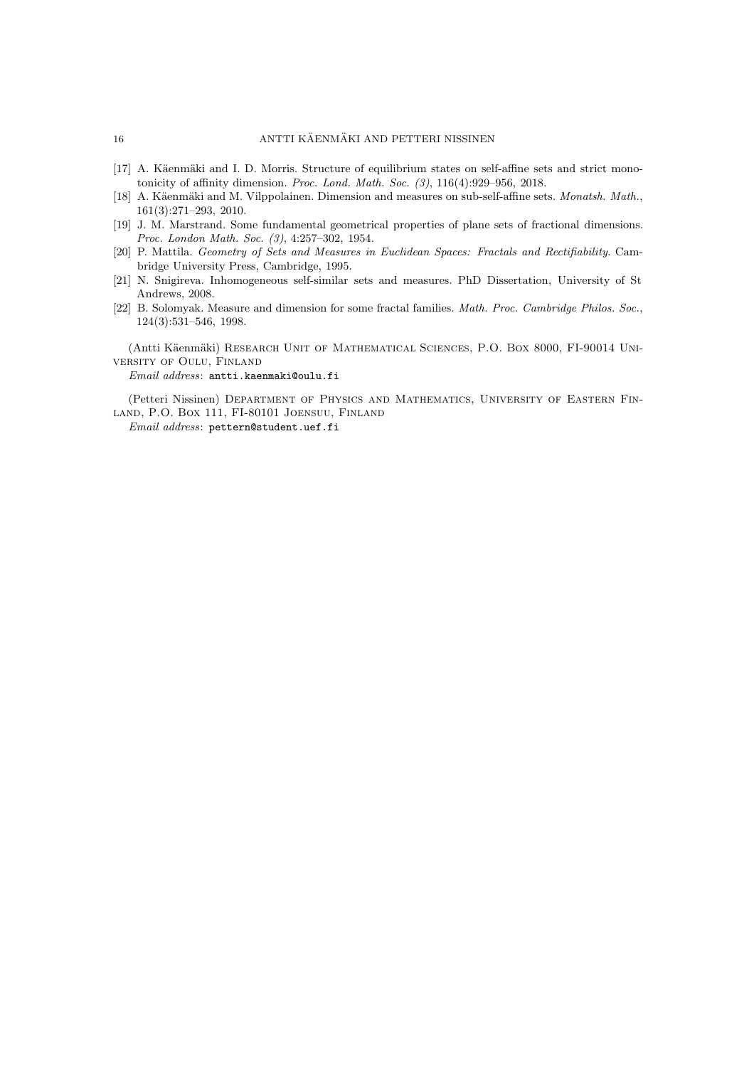[17] A. Käenmäki and I. D. Morris. Structure of equilibrium states on self-affine sets and strict monotonicity of affinity dimension. *Proc. Lond. Math. Soc. (3)*, 116(4):929–956, 2018.

[18] A. Käenmäki and M. Vilppolainen. Dimension and measures on sub-self-affine sets. *Monatsh. Math.*, 161(3):271–293, 2010.

[19] J. M. Marstrand. Some fundamental geometrical properties of plane sets of fractional dimensions. *Proc. London Math. Soc. (3)*, 4:257–302, 1954.

[20] P. Mattila. *Geometry of Sets and Measures in Euclidean Spaces: Fractals and Rectifiability*. Cambridge University Press, Cambridge, 1995.

[21] N. Snigireva. Inhomogeneous self-similar sets and measures. PhD Dissertation, University of St Andrews, 2008.

[22] B. Solomyak. Measure and dimension for some fractal families. *Math. Proc. Cambridge Philos. Soc.*, 124(3):531–546, 1998.

(Antti Käenmäki) Research Unit of Mathematical Sciences, P.O. Box 8000, FI-90014 University of Oulu, Finland

*Email address*: antti.kaenmaki@oulu.fi

(Petteri Nissinen) Department of Physics and Mathematics, University of Eastern Finland, P.O. Box 111, FI-80101 Joensuu, Finland

*Email address*: pettern@student.uef.fi